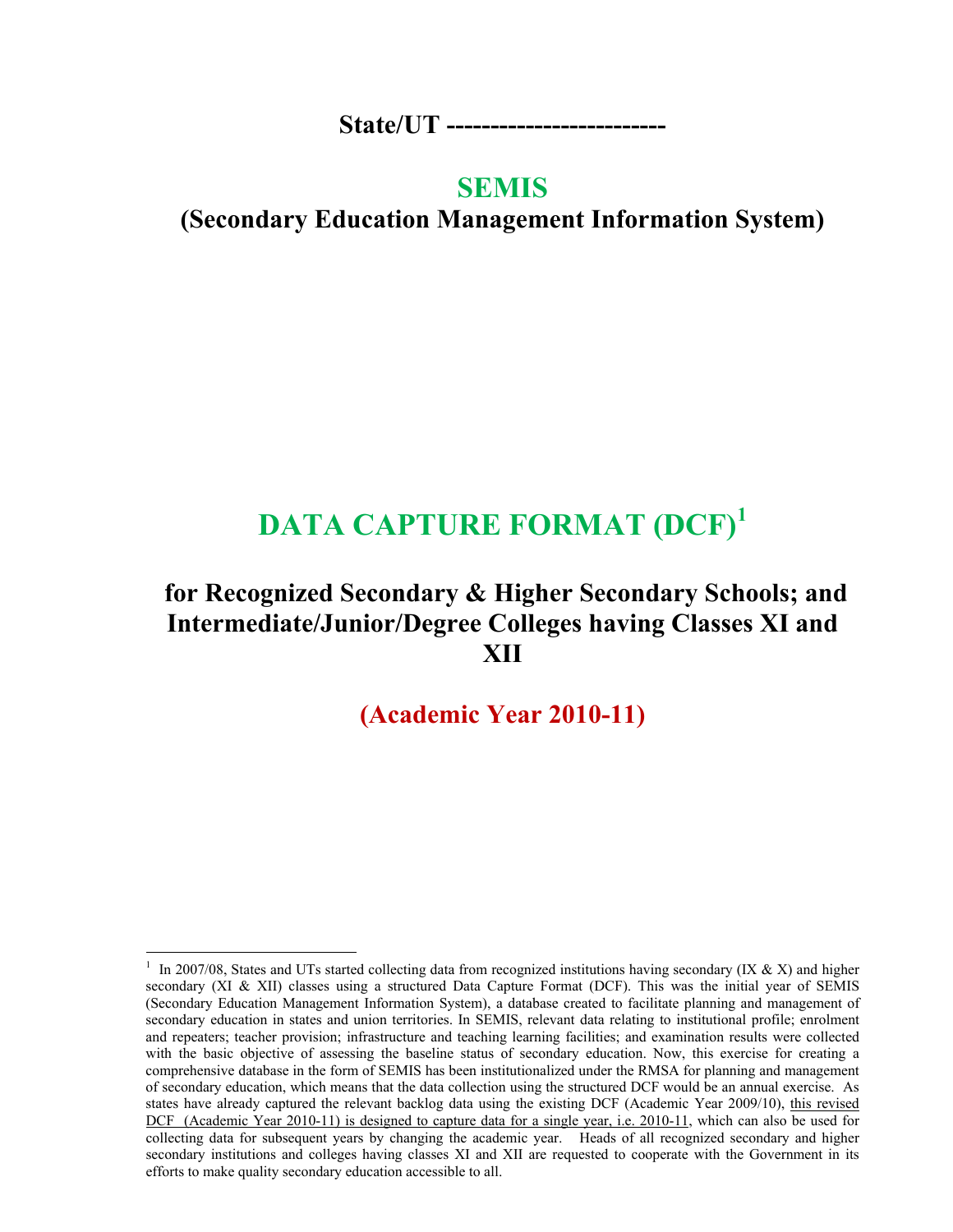**State/UT -------------------------**

# SEMIS

## (Secondary Education Management Information System)

# DATA CAPTURE FORMAT (DCF)[1]

## for Recognized Secondary & Higher Secondary Schools; and Intermediate/Junior/Degree Colleges having Classes XI and XII

## (Academic Year 2010-11)

---

[1] In 2007/08, States and UTs started collecting data from recognized institutions having secondary (IX & X) and higher secondary (XI & XII) classes using a structured Data Capture Format (DCF). This was the initial year of SEMIS (Secondary Education Management Information System), a database created to facilitate planning and management of secondary education in states and union territories. In SEMIS, relevant data relating to institutional profile; enrolment and repeaters; teacher provision; infrastructure and teaching learning facilities; and examination results were collected with the basic objective of assessing the baseline status of secondary education. Now, this exercise for creating a comprehensive database in the form of SEMIS has been institutionalized under the RMSA for planning and management of secondary education, which means that the data collection using the structured DCF would be an annual exercise. As states have already captured the relevant backlog data using the existing DCF (Academic Year 2009/10), <u>this revised DCF (Academic Year 2010-11) is designed to capture data for a single year, i.e. 2010-11</u>, which can also be used for collecting data for subsequent years by changing the academic year. Heads of all recognized secondary and higher secondary institutions and colleges having classes XI and XII are requested to cooperate with the Government in its efforts to make quality secondary education accessible to all.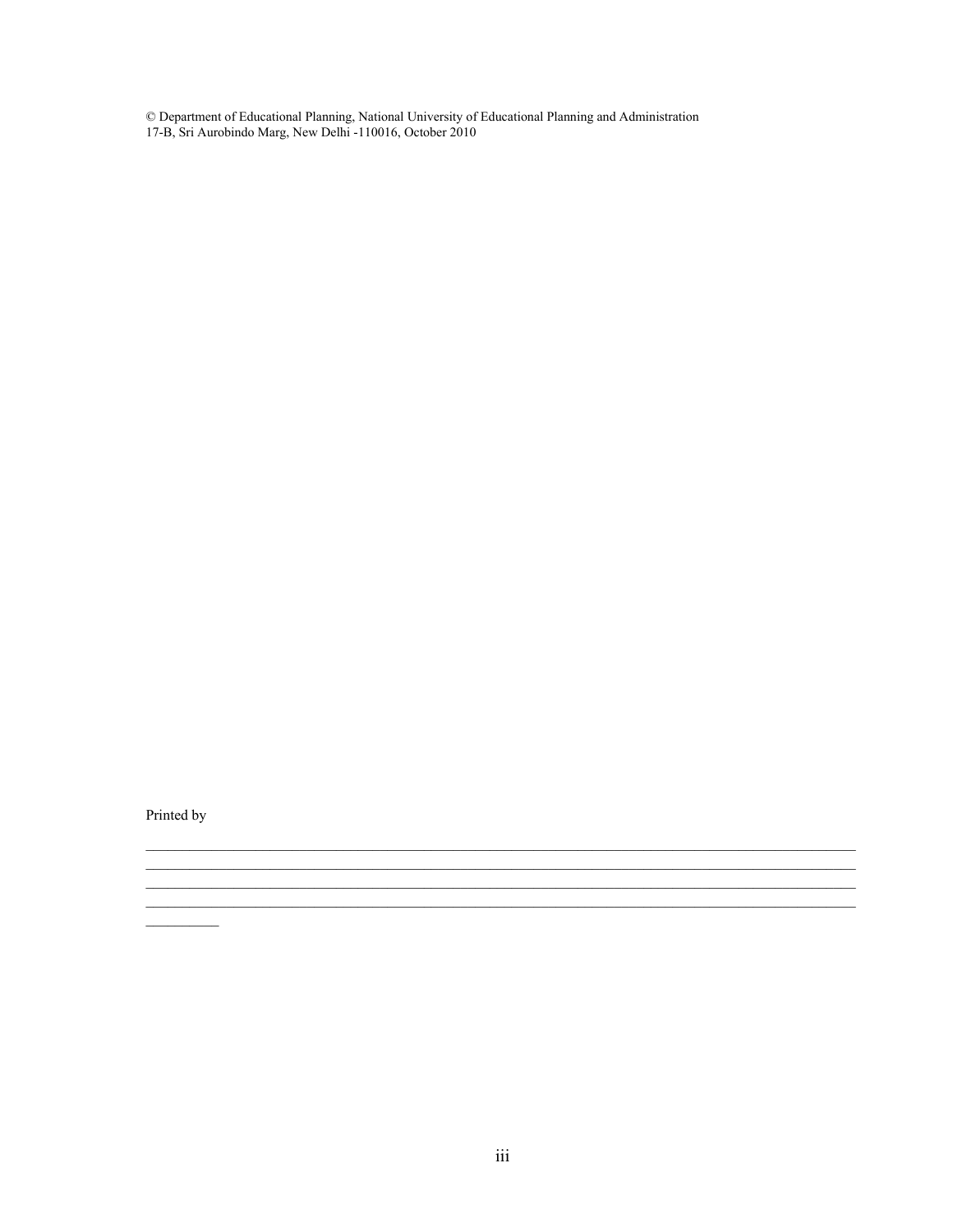© Department of Educational Planning, National University of Educational Planning and Administration
17-B, Sri Aurobindo Marg, New Delhi -110016, October 2010

Printed by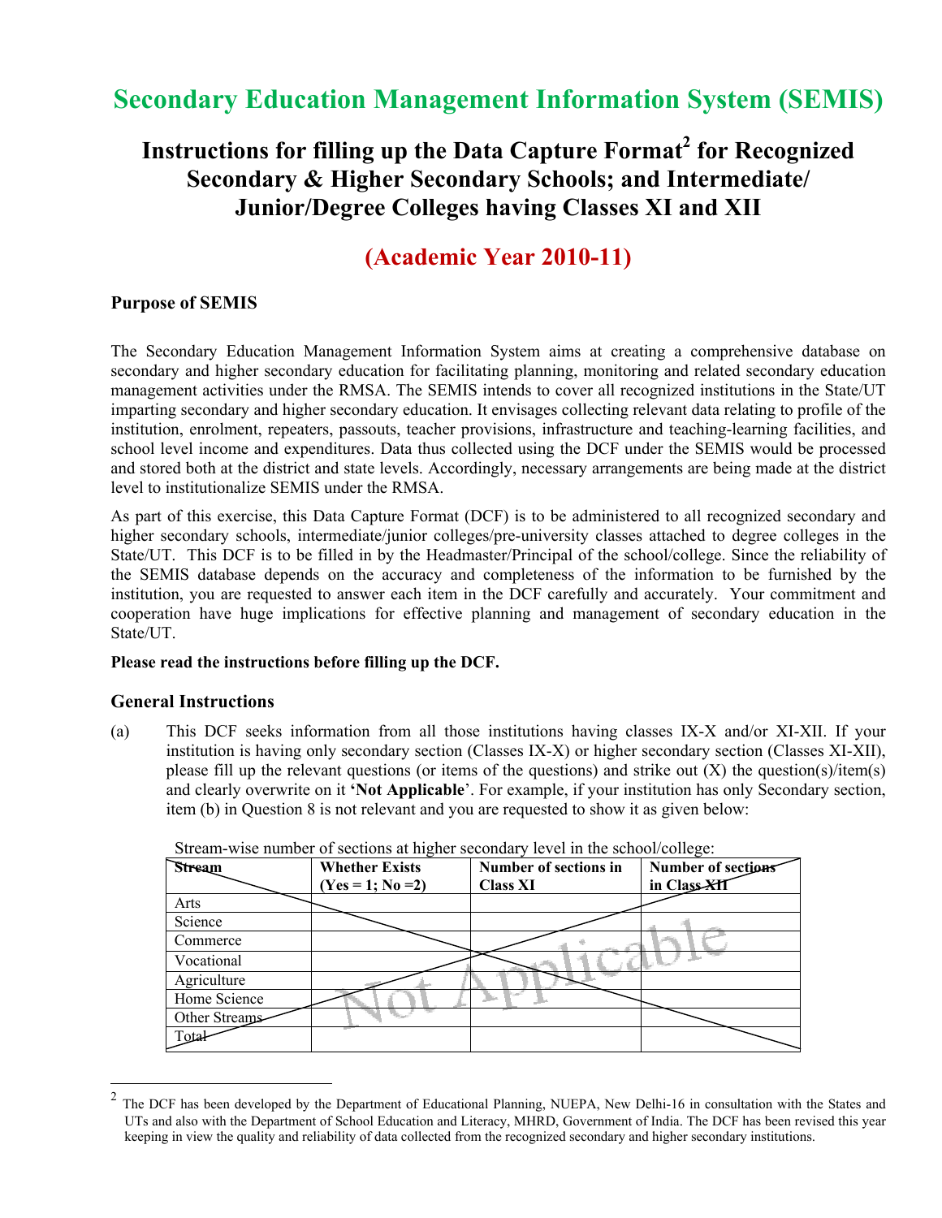# Secondary Education Management Information System (SEMIS)

## Instructions for filling up the Data Capture Format[2] for Recognized Secondary & Higher Secondary Schools; and Intermediate/ Junior/Degree Colleges having Classes XI and XII

## (Academic Year 2010-11)

### Purpose of SEMIS

The Secondary Education Management Information System aims at creating a comprehensive database on secondary and higher secondary education for facilitating planning, monitoring and related secondary education management activities under the RMSA. The SEMIS intends to cover all recognized institutions in the State/UT imparting secondary and higher secondary education. It envisages collecting relevant data relating to profile of the institution, enrolment, repeaters, passouts, teacher provisions, infrastructure and teaching-learning facilities, and school level income and expenditures. Data thus collected using the DCF under the SEMIS would be processed and stored both at the district and state levels. Accordingly, necessary arrangements are being made at the district level to institutionalize SEMIS under the RMSA.

As part of this exercise, this Data Capture Format (DCF) is to be administered to all recognized secondary and higher secondary schools, intermediate/junior colleges/pre-university classes attached to degree colleges in the State/UT. This DCF is to be filled in by the Headmaster/Principal of the school/college. Since the reliability of the SEMIS database depends on the accuracy and completeness of the information to be furnished by the institution, you are requested to answer each item in the DCF carefully and accurately. Your commitment and cooperation have huge implications for effective planning and management of secondary education in the State/UT.

**Please read the instructions before filling up the DCF.**

### General Instructions

(a) This DCF seeks information from all those institutions having classes IX-X and/or XI-XII. If your institution is having only secondary section (Classes IX-X) or higher secondary section (Classes XI-XII), please fill up the relevant questions (or items of the questions) and strike out (X) the question(s)/item(s) and clearly overwrite on it **'Not Applicable'**. For example, if your institution has only Secondary section, item (b) in Question 8 is not relevant and you are requested to show it as given below:

Stream-wise number of sections at higher secondary level in the school/college:

| Stream | Whether Exists (Yes = 1; No =2) | Number of sections in Class XI | Number of sections in Class XII |
|---|---|---|---|
| Arts | | | |
| Science | | | |
| Commerce | | | |
| Vocational | | | |
| Agriculture | | | |
| Home Science | | | |
| Other Streams | | | |
| Total | | | |

*(Table struck out with an X and overwritten "Not Applicable")*

---

[2] The DCF has been developed by the Department of Educational Planning, NUEPA, New Delhi-16 in consultation with the States and UTs and also with the Department of School Education and Literacy, MHRD, Government of India. The DCF has been revised this year keeping in view the quality and reliability of data collected from the recognized secondary and higher secondary institutions.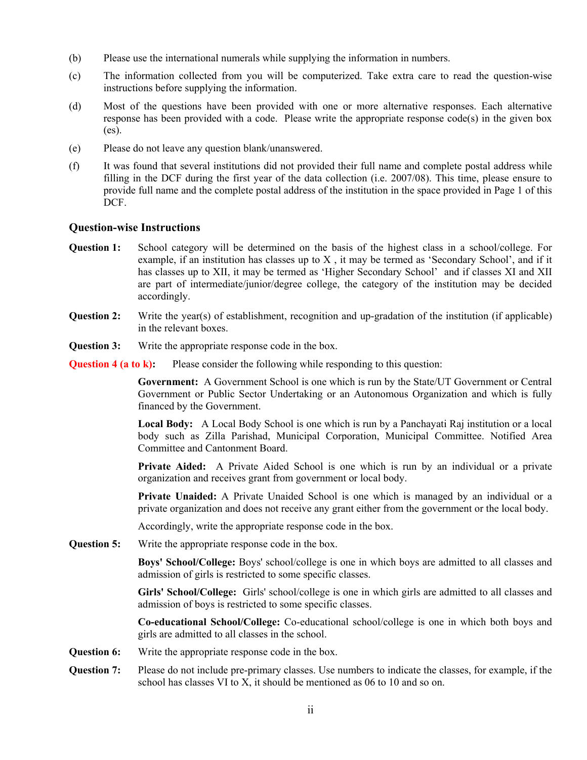(b) Please use the international numerals while supplying the information in numbers.

(c) The information collected from you will be computerized. Take extra care to read the question-wise instructions before supplying the information.

(d) Most of the questions have been provided with one or more alternative responses. Each alternative response has been provided with a code. Please write the appropriate response code(s) in the given box (es).

(e) Please do not leave any question blank/unanswered.

(f) It was found that several institutions did not provided their full name and complete postal address while filling in the DCF during the first year of the data collection (i.e. 2007/08). This time, please ensure to provide full name and the complete postal address of the institution in the space provided in Page 1 of this DCF.

### Question-wise Instructions

**Question 1:** School category will be determined on the basis of the highest class in a school/college. For example, if an institution has classes up to X , it may be termed as 'Secondary School', and if it has classes up to XII, it may be termed as 'Higher Secondary School' and if classes XI and XII are part of intermediate/junior/degree college, the category of the institution may be decided accordingly.

**Question 2:** Write the year(s) of establishment, recognition and up-gradation of the institution (if applicable) in the relevant boxes.

**Question 3:** Write the appropriate response code in the box.

**Question 4 (a to k):** Please consider the following while responding to this question:

**Government:** A Government School is one which is run by the State/UT Government or Central Government or Public Sector Undertaking or an Autonomous Organization and which is fully financed by the Government.

**Local Body:** A Local Body School is one which is run by a Panchayati Raj institution or a local body such as Zilla Parishad, Municipal Corporation, Municipal Committee. Notified Area Committee and Cantonment Board.

**Private Aided:** A Private Aided School is one which is run by an individual or a private organization and receives grant from government or local body.

**Private Unaided:** A Private Unaided School is one which is managed by an individual or a private organization and does not receive any grant either from the government or the local body.

Accordingly, write the appropriate response code in the box.

**Question 5:** Write the appropriate response code in the box.

**Boys' School/College:** Boys' school/college is one in which boys are admitted to all classes and admission of girls is restricted to some specific classes.

**Girls' School/College:** Girls' school/college is one in which girls are admitted to all classes and admission of boys is restricted to some specific classes.

**Co-educational School/College:** Co-educational school/college is one in which both boys and girls are admitted to all classes in the school.

**Question 6:** Write the appropriate response code in the box.

**Question 7:** Please do not include pre-primary classes. Use numbers to indicate the classes, for example, if the school has classes VI to X, it should be mentioned as 06 to 10 and so on.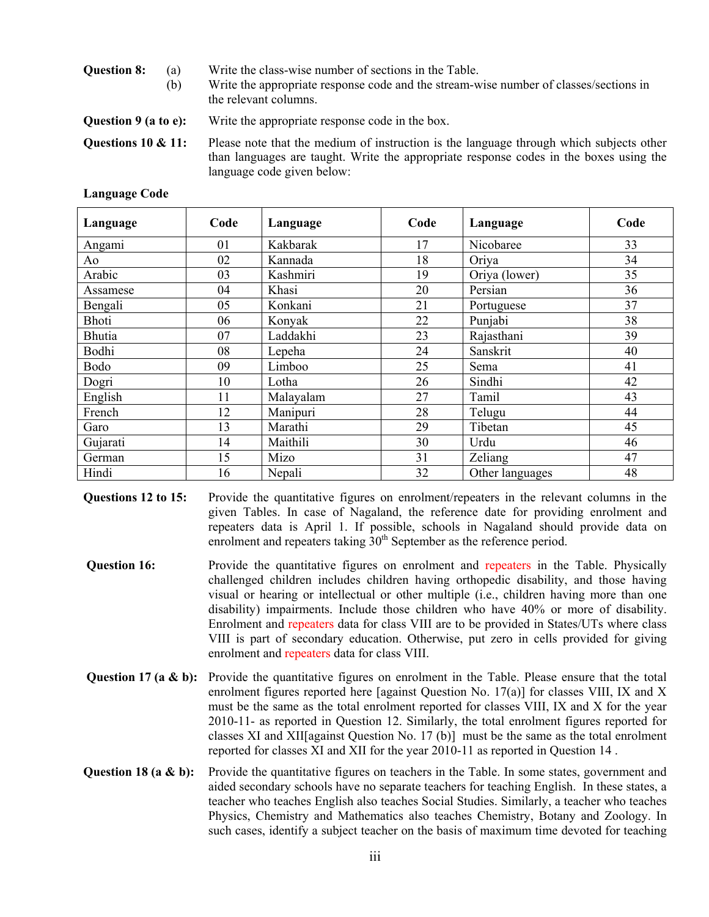**Question 8:** (a) Write the class-wise number of sections in the Table.
(b) Write the appropriate response code and the stream-wise number of classes/sections in the relevant columns.

**Question 9 (a to e):** Write the appropriate response code in the box.

**Questions 10 & 11:** Please note that the medium of instruction is the language through which subjects other than languages are taught. Write the appropriate response codes in the boxes using the language code given below:

**Language Code**

| Language | Code | Language | Code | Language | Code |
|---|---|---|---|---|---|
| Angami | 01 | Kakbarak | 17 | Nicobaree | 33 |
| Ao | 02 | Kannada | 18 | Oriya | 34 |
| Arabic | 03 | Kashmiri | 19 | Oriya (lower) | 35 |
| Assamese | 04 | Khasi | 20 | Persian | 36 |
| Bengali | 05 | Konkani | 21 | Portuguese | 37 |
| Bhoti | 06 | Konyak | 22 | Punjabi | 38 |
| Bhutia | 07 | Laddakhi | 23 | Rajasthani | 39 |
| Bodhi | 08 | Lepeha | 24 | Sanskrit | 40 |
| Bodo | 09 | Limboo | 25 | Sema | 41 |
| Dogri | 10 | Lotha | 26 | Sindhi | 42 |
| English | 11 | Malayalam | 27 | Tamil | 43 |
| French | 12 | Manipuri | 28 | Telugu | 44 |
| Garo | 13 | Marathi | 29 | Tibetan | 45 |
| Gujarati | 14 | Maithili | 30 | Urdu | 46 |
| German | 15 | Mizo | 31 | Zeliang | 47 |
| Hindi | 16 | Nepali | 32 | Other languages | 48 |

**Questions 12 to 15:** Provide the quantitative figures on enrolment/repeaters in the relevant columns in the given Tables. In case of Nagaland, the reference date for providing enrolment and repeaters data is April 1. If possible, schools in Nagaland should provide data on enrolment and repeaters taking 30th September as the reference period.

**Question 16:** Provide the quantitative figures on enrolment and repeaters in the Table. Physically challenged children includes children having orthopedic disability, and those having visual or hearing or intellectual or other multiple (i.e., children having more than one disability) impairments. Include those children who have 40% or more of disability. Enrolment and repeaters data for class VIII are to be provided in States/UTs where class VIII is part of secondary education. Otherwise, put zero in cells provided for giving enrolment and repeaters data for class VIII.

**Question 17 (a & b):** Provide the quantitative figures on enrolment in the Table. Please ensure that the total enrolment figures reported here [against Question No. 17(a)] for classes VIII, IX and X must be the same as the total enrolment reported for classes VIII, IX and X for the year 2010-11- as reported in Question 12. Similarly, the total enrolment figures reported for classes XI and XII[against Question No. 17 (b)] must be the same as the total enrolment reported for classes XI and XII for the year 2010-11 as reported in Question 14 .

**Question 18 (a & b):** Provide the quantitative figures on teachers in the Table. In some states, government and aided secondary schools have no separate teachers for teaching English. In these states, a teacher who teaches English also teaches Social Studies. Similarly, a teacher who teaches Physics, Chemistry and Mathematics also teaches Chemistry, Botany and Zoology. In such cases, identify a subject teacher on the basis of maximum time devoted for teaching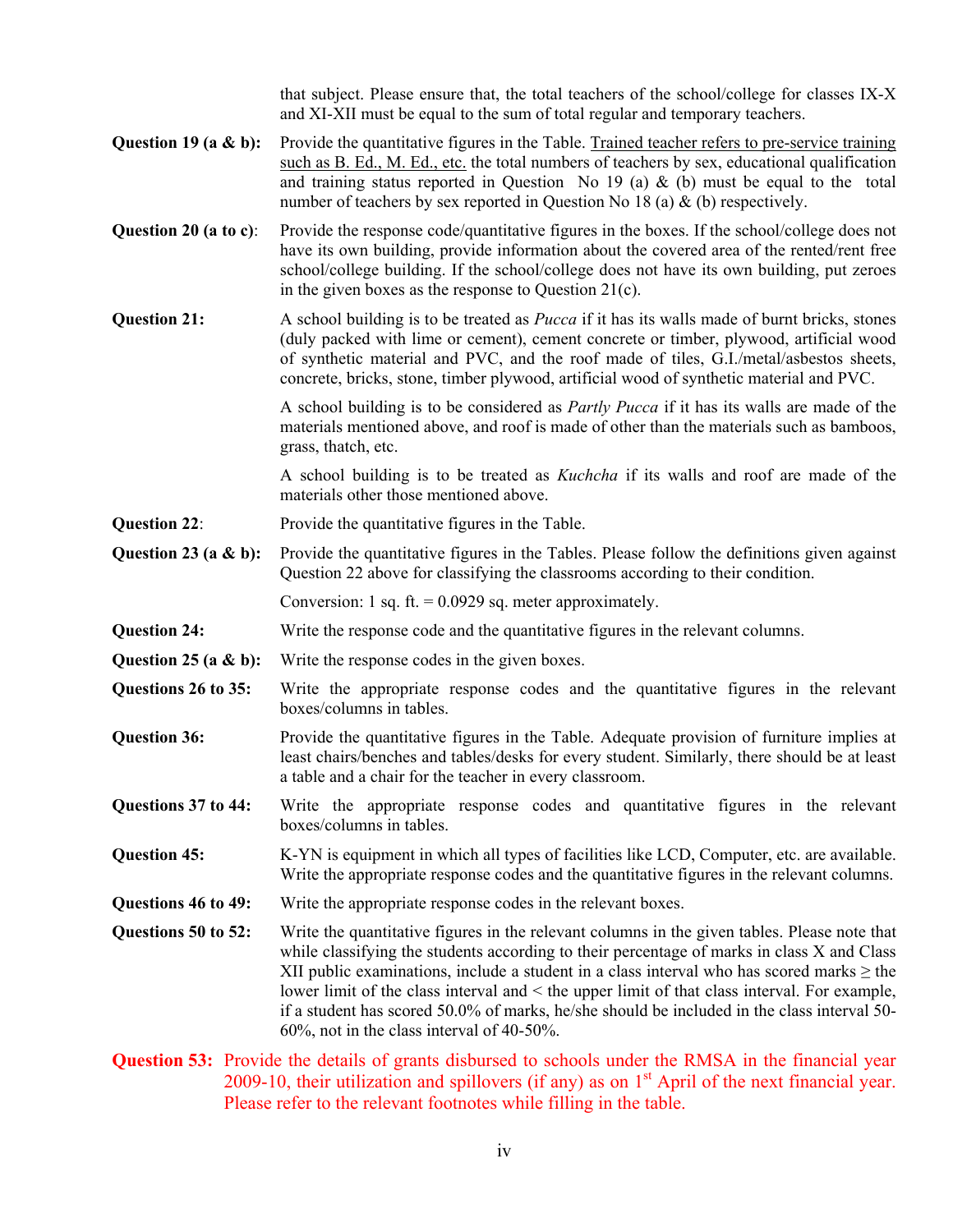that subject. Please ensure that, the total teachers of the school/college for classes IX-X and XI-XII must be equal to the sum of total regular and temporary teachers.

**Question 19 (a & b):** Provide the quantitative figures in the Table. Trained teacher refers to pre-service training such as B. Ed., M. Ed., etc. the total numbers of teachers by sex, educational qualification and training status reported in Question No 19 (a) & (b) must be equal to the total number of teachers by sex reported in Question No 18 (a) & (b) respectively.

**Question 20 (a to c)**: Provide the response code/quantitative figures in the boxes. If the school/college does not have its own building, provide information about the covered area of the rented/rent free school/college building. If the school/college does not have its own building, put zeroes in the given boxes as the response to Question 21(c).

**Question 21:** A school building is to be treated as *Pucca* if it has its walls made of burnt bricks, stones (duly packed with lime or cement), cement concrete or timber, plywood, artificial wood of synthetic material and PVC, and the roof made of tiles, G.I./metal/asbestos sheets, concrete, bricks, stone, timber plywood, artificial wood of synthetic material and PVC.

A school building is to be considered as *Partly Pucca* if it has its walls are made of the materials mentioned above, and roof is made of other than the materials such as bamboos, grass, thatch, etc.

A school building is to be treated as *Kuchcha* if its walls and roof are made of the materials other those mentioned above.

**Question 22**: Provide the quantitative figures in the Table.

**Question 23 (a & b):** Provide the quantitative figures in the Tables. Please follow the definitions given against Question 22 above for classifying the classrooms according to their condition.

Conversion: 1 sq. ft. = 0.0929 sq. meter approximately.

**Question 24:** Write the response code and the quantitative figures in the relevant columns.

**Question 25 (a & b):** Write the response codes in the given boxes.

**Questions 26 to 35:** Write the appropriate response codes and the quantitative figures in the relevant boxes/columns in tables.

**Question 36:** Provide the quantitative figures in the Table. Adequate provision of furniture implies at least chairs/benches and tables/desks for every student. Similarly, there should be at least a table and a chair for the teacher in every classroom.

**Questions 37 to 44:** Write the appropriate response codes and quantitative figures in the relevant boxes/columns in tables.

**Question 45:** K-YN is equipment in which all types of facilities like LCD, Computer, etc. are available. Write the appropriate response codes and the quantitative figures in the relevant columns.

**Questions 46 to 49:** Write the appropriate response codes in the relevant boxes.

**Questions 50 to 52:** Write the quantitative figures in the relevant columns in the given tables. Please note that while classifying the students according to their percentage of marks in class X and Class XII public examinations, include a student in a class interval who has scored marks ≥ the lower limit of the class interval and < the upper limit of that class interval. For example, if a student has scored 50.0% of marks, he/she should be included in the class interval 50-60%, not in the class interval of 40-50%.

**Question 53:** Provide the details of grants disbursed to schools under the RMSA in the financial year 2009-10, their utilization and spillovers (if any) as on 1st April of the next financial year. Please refer to the relevant footnotes while filling in the table.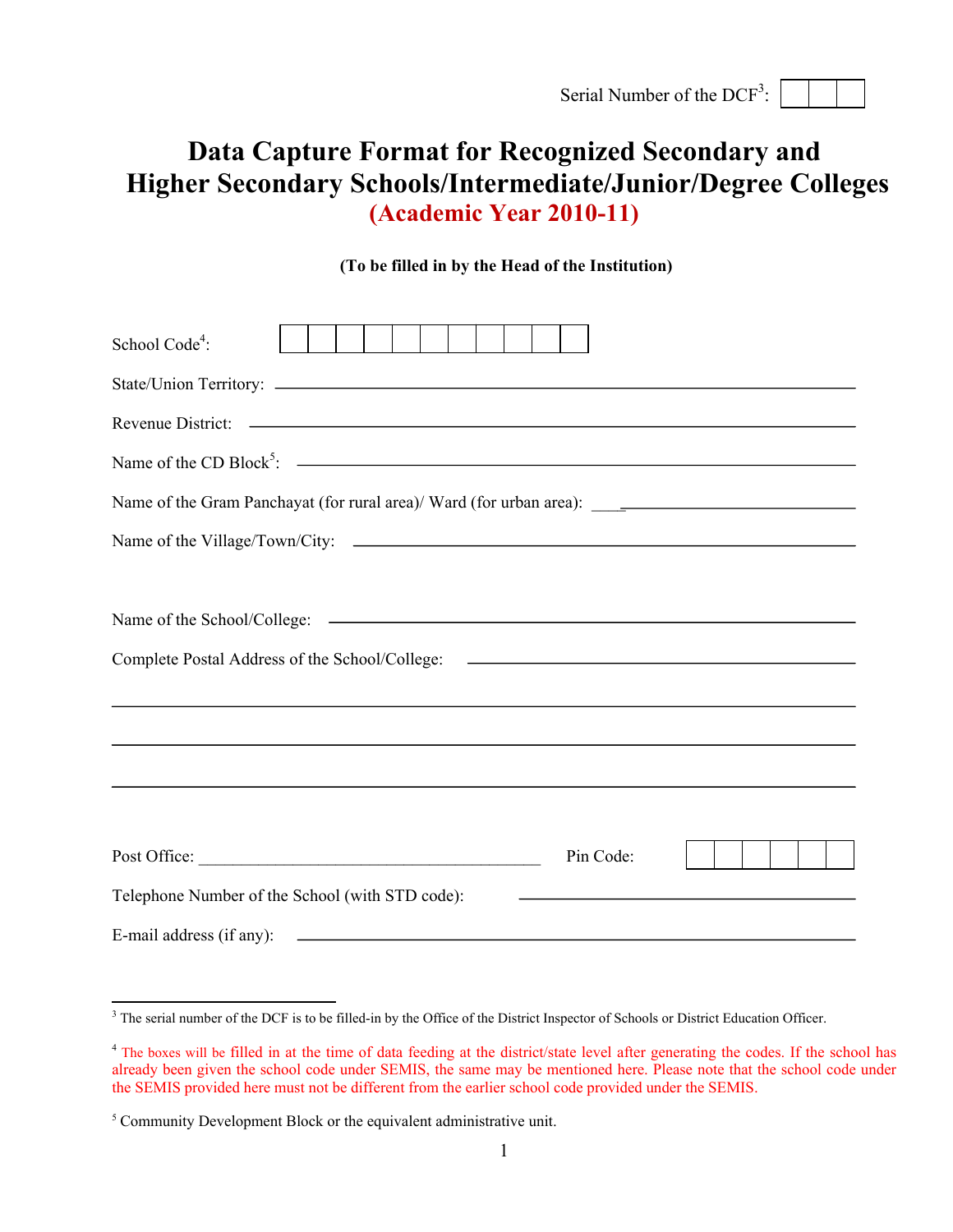Serial Number of the DCF[3]: |  |  |  |

# Data Capture Format for Recognized Secondary and Higher Secondary Schools/Intermediate/Junior/Degree Colleges

## (Academic Year 2010-11)

**(To be filled in by the Head of the Institution)**

School Code[4]: |  |  |  |  |  |  |  |  |  |  |  |

State/Union Territory: ______________________________________________

Revenue District: ______________________________________________

Name of the CD Block[5]: ______________________________________________

Name of the Gram Panchayat (for rural area)/ Ward (for urban area): ______________________

Name of the Village/Town/City: ______________________________________________

Name of the School/College: ______________________________________________

Complete Postal Address of the School/College: ______________________________________________

______________________________________________

______________________________________________

______________________________________________

Post Office: ______________________________ Pin Code: |  |  |  |  |  |  |

Telephone Number of the School (with STD code): ______________________________

E-mail address (if any): ______________________________________________

---

[3] The serial number of the DCF is to be filled-in by the Office of the District Inspector of Schools or District Education Officer.

[4] The boxes will be filled in at the time of data feeding at the district/state level after generating the codes. If the school has already been given the school code under SEMIS, the same may be mentioned here. Please note that the school code under the SEMIS provided here must not be different from the earlier school code provided under the SEMIS.

[5] Community Development Block or the equivalent administrative unit.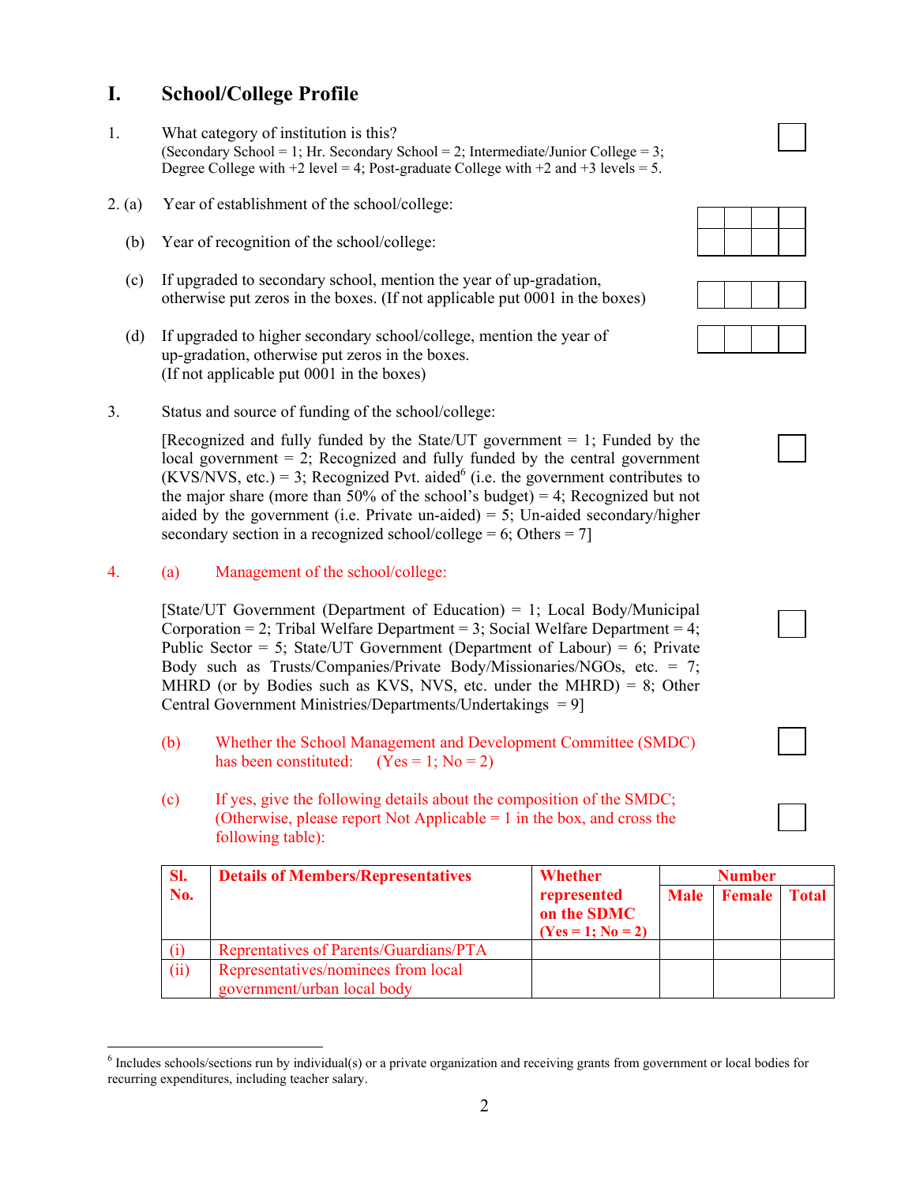# I. School/College Profile

1. What category of institution is this?
   (Secondary School = 1; Hr. Secondary School = 2; Intermediate/Junior College = 3; Degree College with +2 level = 4; Post-graduate College with +2 and +3 levels = 5.

2. (a) Year of establishment of the school/college:

   (b) Year of recognition of the school/college:

   (c) If upgraded to secondary school, mention the year of up-gradation, otherwise put zeros in the boxes. (If not applicable put 0001 in the boxes)

   (d) If upgraded to higher secondary school/college, mention the year of up-gradation, otherwise put zeros in the boxes. (If not applicable put 0001 in the boxes)

3. Status and source of funding of the school/college:

   [Recognized and fully funded by the State/UT government = 1; Funded by the local government = 2; Recognized and fully funded by the central government (KVS/NVS, etc.) = 3; Recognized Pvt. aided[6] (i.e. the government contributes to the major share (more than 50% of the school's budget) = 4; Recognized but not aided by the government (i.e. Private un-aided) = 5; Un-aided secondary/higher secondary section in a recognized school/college = 6; Others = 7]

4. (a) Management of the school/college:

   [State/UT Government (Department of Education) = 1; Local Body/Municipal Corporation = 2; Tribal Welfare Department = 3; Social Welfare Department = 4; Public Sector = 5; State/UT Government (Department of Labour) = 6; Private Body such as Trusts/Companies/Private Body/Missionaries/NGOs, etc. = 7; MHRD (or by Bodies such as KVS, NVS, etc. under the MHRD) = 8; Other Central Government Ministries/Departments/Undertakings = 9]

   (b) Whether the School Management and Development Committee (SMDC) has been constituted: (Yes = 1; No = 2)

   (c) If yes, give the following details about the composition of the SMDC; (Otherwise, please report Not Applicable = 1 in the box, and cross the following table):

| **Sl. No.** | **Details of Members/Representatives** | **Whether represented on the SMDC (Yes = 1; No = 2)** | **Number** | | |
|---|---|---|---|---|---|
| | | | **Male** | **Female** | **Total** |
| (i) | Reprentatives of Parents/Guardians/PTA | | | | |
| (ii) | Representatives/nominees from local government/urban local body | | | | |

[6] Includes schools/sections run by individual(s) or a private organization and receiving grants from government or local bodies for recurring expenditures, including teacher salary.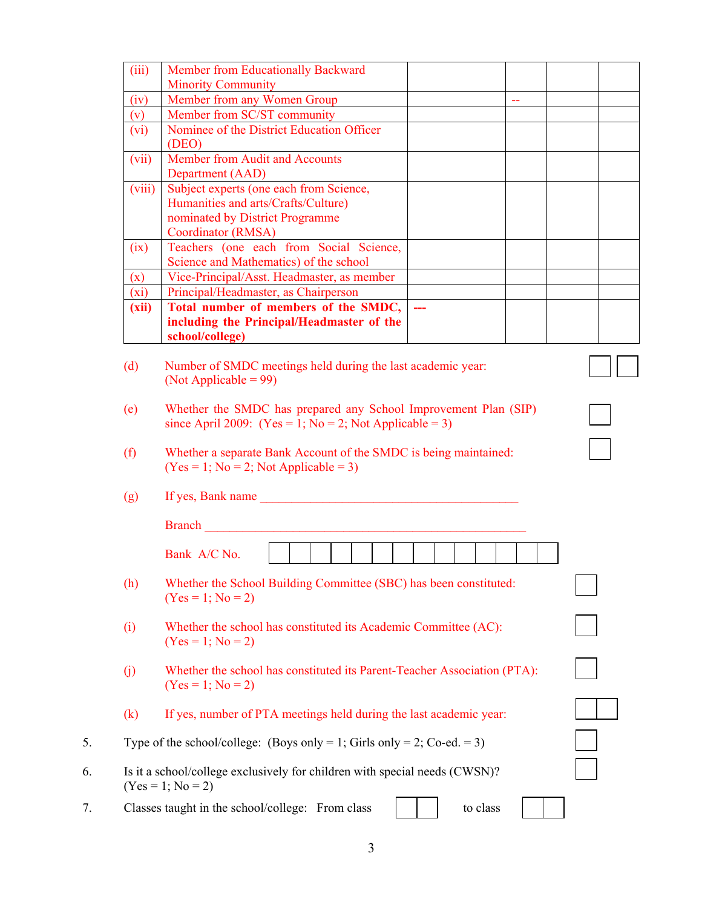| | | | | | |
|---|---|---|---|---|---|
| (iii) | Member from Educationally Backward Minority Community | | | | |
| (iv) | Member from any Women Group | | -- | | |
| (v) | Member from SC/ST community | | | | |
| (vi) | Nominee of the District Education Officer (DEO) | | | | |
| (vii) | Member from Audit and Accounts Department (AAD) | | | | |
| (viii) | Subject experts (one each from Science, Humanities and arts/Crafts/Culture) nominated by District Programme Coordinator (RMSA) | | | | |
| (ix) | Teachers (one each from Social Science, Science and Mathematics) of the school | | | | |
| (x) | Vice-Principal/Asst. Headmaster, as member | | | | |
| (xi) | Principal/Headmaster, as Chairperson | | | | |
| **(xii)** | **Total number of members of the SMDC, including the Principal/Headmaster of the school/college)** | --- | | | |

(d) Number of SMDC meetings held during the last academic year: (Not Applicable = 99) ☐☐

(e) Whether the SMDC has prepared any School Improvement Plan (SIP) since April 2009: (Yes = 1; No = 2; Not Applicable = 3) ☐

(f) Whether a separate Bank Account of the SMDC is being maintained: (Yes = 1; No = 2; Not Applicable = 3) ☐

(g) If yes, Bank name ___________________________________________

Branch ___________________________________________________

Bank A/C No. ☐☐☐☐☐☐☐☐☐☐☐☐☐☐

(h) Whether the School Building Committee (SBC) has been constituted: (Yes = 1; No = 2) ☐

(i) Whether the school has constituted its Academic Committee (AC): (Yes = 1; No = 2) ☐

(j) Whether the school has constituted its Parent-Teacher Association (PTA): (Yes = 1; No = 2) ☐

(k) If yes, number of PTA meetings held during the last academic year: ☐☐

5. Type of the school/college: (Boys only = 1; Girls only = 2; Co-ed. = 3) ☐

6. Is it a school/college exclusively for children with special needs (CWSN)? (Yes = 1; No = 2) ☐

7. Classes taught in the school/college: From class ☐☐ to class ☐☐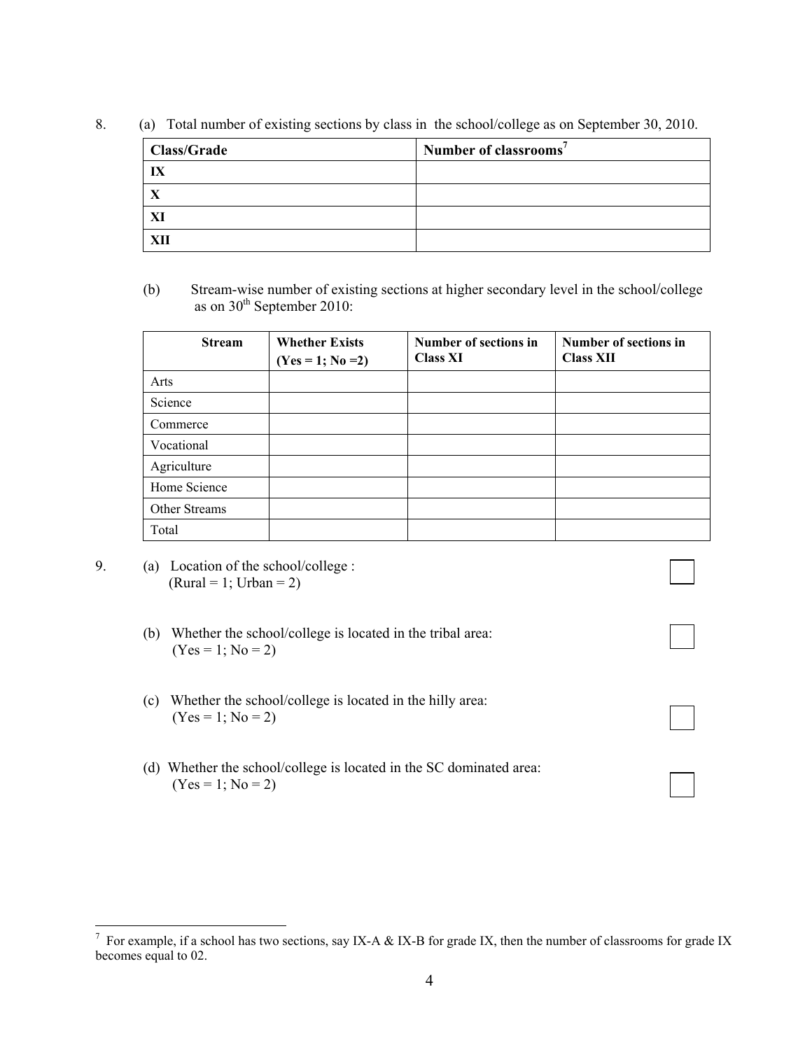8. (a) Total number of existing sections by class in the school/college as on September 30, 2010.

| **Class/Grade** | **Number of classrooms**[7] |
|---|---|
| **IX** | |
| **X** | |
| **XI** | |
| **XII** | |

(b) Stream-wise number of existing sections at higher secondary level in the school/college as on 30th September 2010:

| **Stream** | **Whether Exists (Yes = 1; No =2)** | **Number of sections in Class XI** | **Number of sections in Class XII** |
|---|---|---|---|
| Arts | | | |
| Science | | | |
| Commerce | | | |
| Vocational | | | |
| Agriculture | | | |
| Home Science | | | |
| Other Streams | | | |
| Total | | | |

9. (a) Location of the school/college :
(Rural = 1; Urban = 2) ☐

(b) Whether the school/college is located in the tribal area:
(Yes = 1; No = 2) ☐

(c) Whether the school/college is located in the hilly area:
(Yes = 1; No = 2) ☐

(d) Whether the school/college is located in the SC dominated area:
(Yes = 1; No = 2) ☐

---

[7] For example, if a school has two sections, say IX-A & IX-B for grade IX, then the number of classrooms for grade IX becomes equal to 02.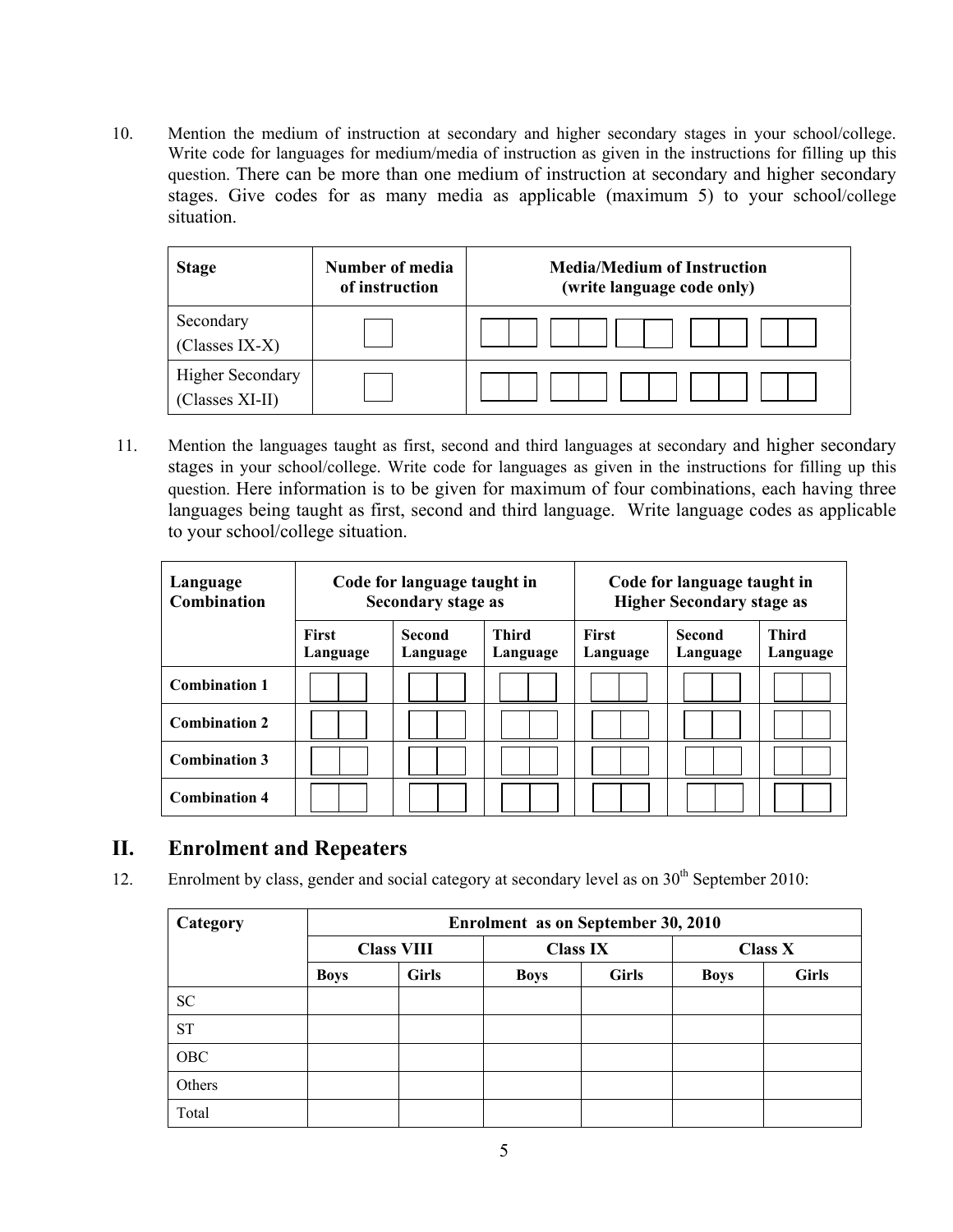10. Mention the medium of instruction at secondary and higher secondary stages in your school/college. Write code for languages for medium/media of instruction as given in the instructions for filling up this question. There can be more than one medium of instruction at secondary and higher secondary stages. Give codes for as many media as applicable (maximum 5) to your school/college situation.

| Stage | Number of media of instruction | Media/Medium of Instruction (write language code only) |
|---|---|---|
| Secondary (Classes IX-X) | | |
| Higher Secondary (Classes XI-II) | | |

11. Mention the languages taught as first, second and third languages at secondary and higher secondary stages in your school/college. Write code for languages as given in the instructions for filling up this question. Here information is to be given for maximum of four combinations, each having three languages being taught as first, second and third language. Write language codes as applicable to your school/college situation.

| Language Combination | Code for language taught in Secondary stage as | | | Code for language taught in Higher Secondary stage as | | |
|---|---|---|---|---|---|---|
| | First Language | Second Language | Third Language | First Language | Second Language | Third Language |
| Combination 1 | | | | | | |
| Combination 2 | | | | | | |
| Combination 3 | | | | | | |
| Combination 4 | | | | | | |

## II. Enrolment and Repeaters

12. Enrolment by class, gender and social category at secondary level as on 30th September 2010:

| Category | Enrolment as on September 30, 2010 | | | | | |
|---|---|---|---|---|---|---|
| | Class VIII | | Class IX | | Class X | |
| | Boys | Girls | Boys | Girls | Boys | Girls |
| SC | | | | | | |
| ST | | | | | | |
| OBC | | | | | | |
| Others | | | | | | |
| Total | | | | | | |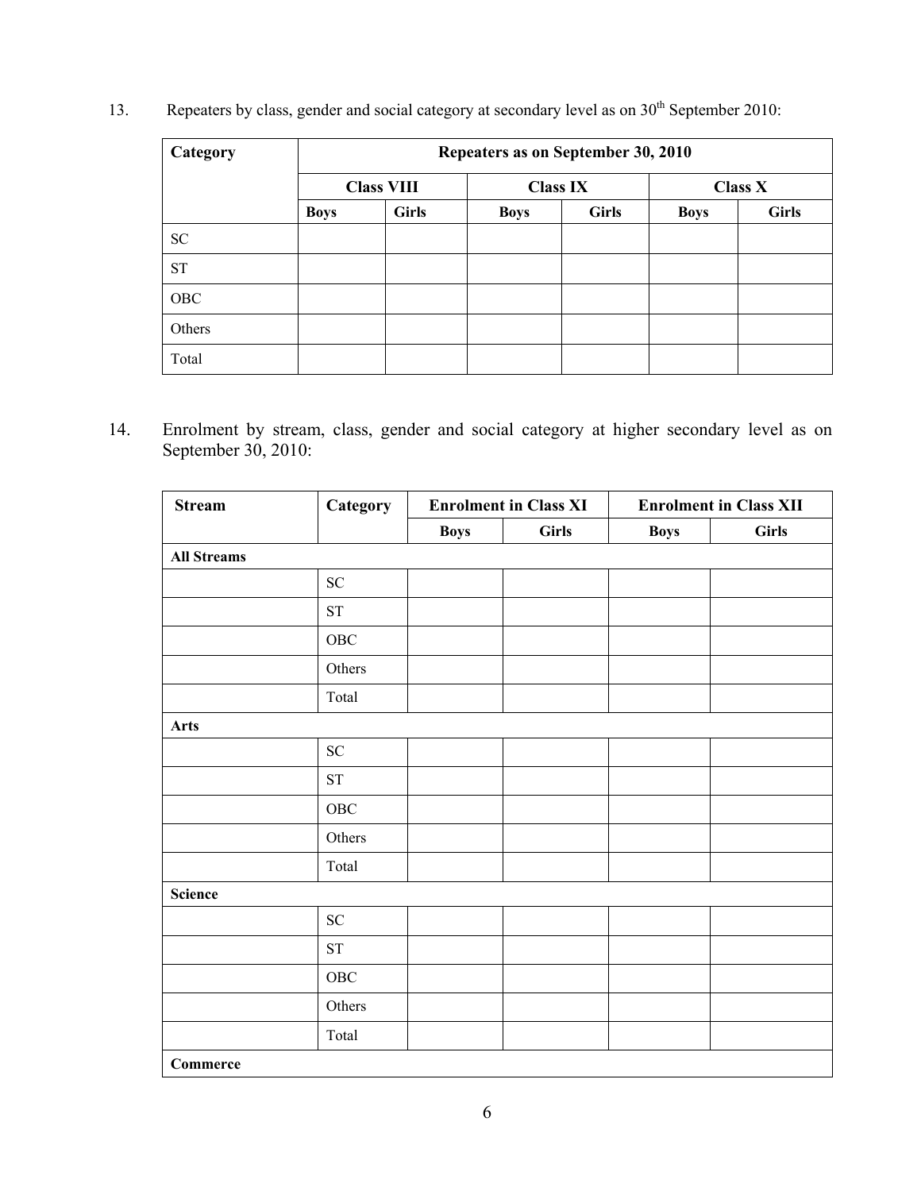13. Repeaters by class, gender and social category at secondary level as on 30th September 2010:

| Category | Repeaters as on September 30, 2010 | | | | | |
|---|---|---|---|---|---|---|
| | Class VIII | | Class IX | | Class X | |
| | Boys | Girls | Boys | Girls | Boys | Girls |
| SC | | | | | | |
| ST | | | | | | |
| OBC | | | | | | |
| Others | | | | | | |
| Total | | | | | | |

14. Enrolment by stream, class, gender and social category at higher secondary level as on September 30, 2010:

| Stream | Category | Enrolment in Class XI | | Enrolment in Class XII | |
|---|---|---|---|---|---|
| | | Boys | Girls | Boys | Girls |
| **All Streams** | | | | | |
| | SC | | | | |
| | ST | | | | |
| | OBC | | | | |
| | Others | | | | |
| | Total | | | | |
| **Arts** | | | | | |
| | SC | | | | |
| | ST | | | | |
| | OBC | | | | |
| | Others | | | | |
| | Total | | | | |
| **Science** | | | | | |
| | SC | | | | |
| | ST | | | | |
| | OBC | | | | |
| | Others | | | | |
| | Total | | | | |
| **Commerce** | | | | | |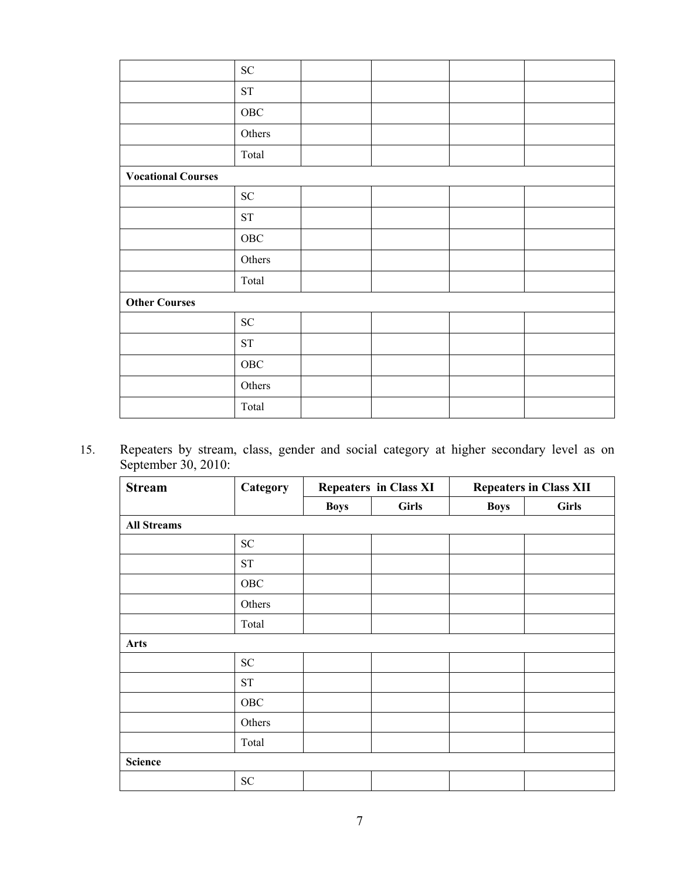| | | | | | |
|---|---|---|---|---|---|
| | SC | | | | |
| | ST | | | | |
| | OBC | | | | |
| | Others | | | | |
| | Total | | | | |
| **Vocational Courses** | | | | | |
| | SC | | | | |
| | ST | | | | |
| | OBC | | | | |
| | Others | | | | |
| | Total | | | | |
| **Other Courses** | | | | | |
| | SC | | | | |
| | ST | | | | |
| | OBC | | | | |
| | Others | | | | |
| | Total | | | | |

15. Repeaters by stream, class, gender and social category at higher secondary level as on September 30, 2010:

| **Stream** | **Category** | **Repeaters in Class XI** | | **Repeaters in Class XII** | |
|---|---|---|---|---|---|
| | | **Boys** | **Girls** | **Boys** | **Girls** |
| **All Streams** | | | | | |
| | SC | | | | |
| | ST | | | | |
| | OBC | | | | |
| | Others | | | | |
| | Total | | | | |
| **Arts** | | | | | |
| | SC | | | | |
| | ST | | | | |
| | OBC | | | | |
| | Others | | | | |
| | Total | | | | |
| **Science** | | | | | |
| | SC | | | | |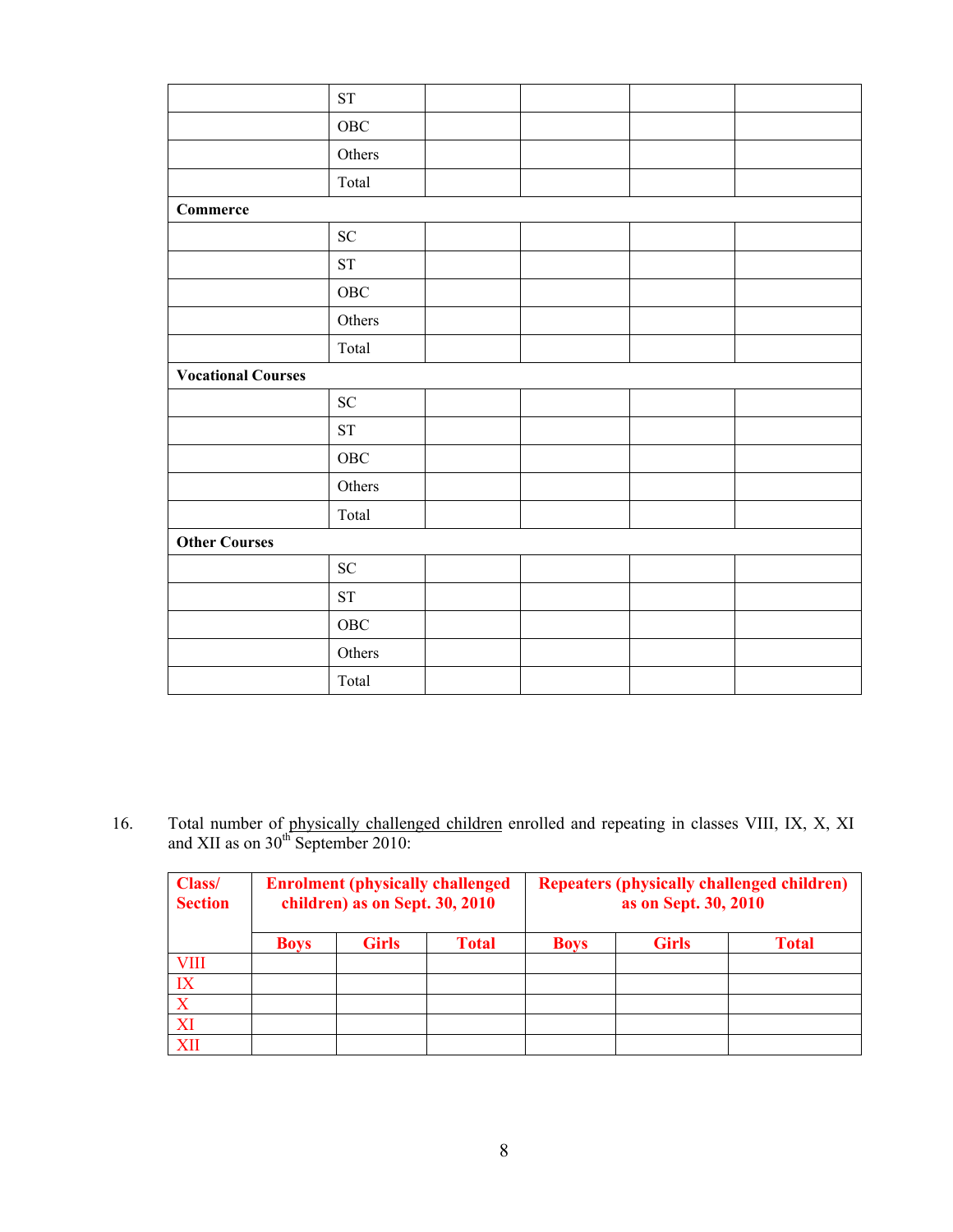|  |  |  |  |  |  |
|---|---|---|---|---|---|
|  | ST |  |  |  |  |
|  | OBC |  |  |  |  |
|  | Others |  |  |  |  |
|  | Total |  |  |  |  |
| **Commerce** |  |  |  |  |  |
|  | SC |  |  |  |  |
|  | ST |  |  |  |  |
|  | OBC |  |  |  |  |
|  | Others |  |  |  |  |
|  | Total |  |  |  |  |
| **Vocational Courses** |  |  |  |  |  |
|  | SC |  |  |  |  |
|  | ST |  |  |  |  |
|  | OBC |  |  |  |  |
|  | Others |  |  |  |  |
|  | Total |  |  |  |  |
| **Other Courses** |  |  |  |  |  |
|  | SC |  |  |  |  |
|  | ST |  |  |  |  |
|  | OBC |  |  |  |  |
|  | Others |  |  |  |  |
|  | Total |  |  |  |  |

16. Total number of physically challenged children enrolled and repeating in classes VIII, IX, X, XI and XII as on 30th September 2010:

| Class/ Section | Enrolment (physically challenged children) as on Sept. 30, 2010 | | | Repeaters (physically challenged children) as on Sept. 30, 2010 | | |
|---|---|---|---|---|---|---|
| | Boys | Girls | Total | Boys | Girls | Total |
| VIII |  |  |  |  |  |  |
| IX |  |  |  |  |  |  |
| X |  |  |  |  |  |  |
| XI |  |  |  |  |  |  |
| XII |  |  |  |  |  |  |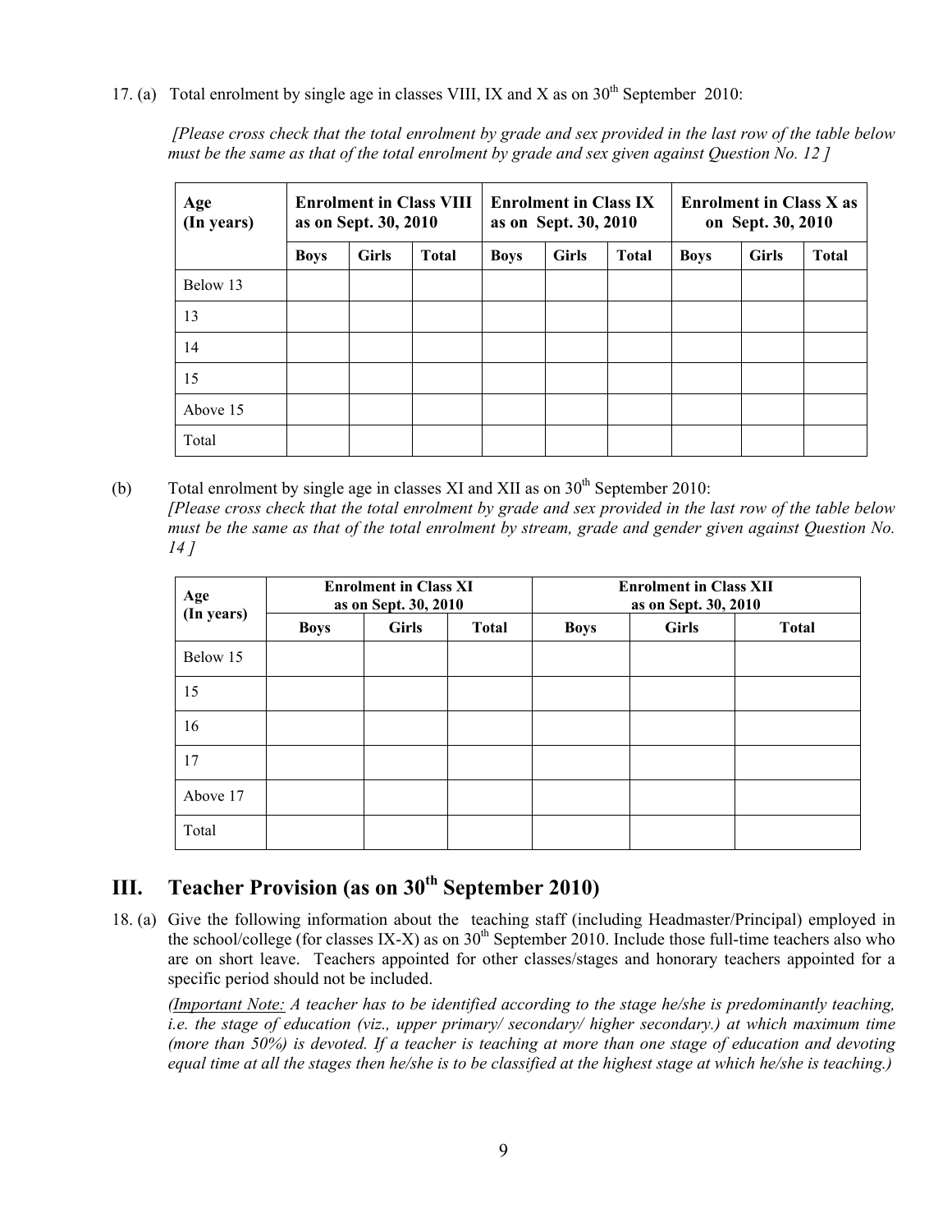17. (a) Total enrolment by single age in classes VIII, IX and X as on 30th September 2010:

*[Please cross check that the total enrolment by grade and sex provided in the last row of the table below must be the same as that of the total enrolment by grade and sex given against Question No. 12 ]*

| Age (In years) | Enrolment in Class VIII as on Sept. 30, 2010 | | | Enrolment in Class IX as on Sept. 30, 2010 | | | Enrolment in Class X as on Sept. 30, 2010 | | |
|---|---|---|---|---|---|---|---|---|---|
| | **Boys** | **Girls** | **Total** | **Boys** | **Girls** | **Total** | **Boys** | **Girls** | **Total** |
| Below 13 | | | | | | | | | |
| 13 | | | | | | | | | |
| 14 | | | | | | | | | |
| 15 | | | | | | | | | |
| Above 15 | | | | | | | | | |
| Total | | | | | | | | | |

(b) Total enrolment by single age in classes XI and XII as on 30th September 2010:
*[Please cross check that the total enrolment by grade and sex provided in the last row of the table below must be the same as that of the total enrolment by stream, grade and gender given against Question No. 14 ]*

| Age (In years) | Enrolment in Class XI as on Sept. 30, 2010 | | | Enrolment in Class XII as on Sept. 30, 2010 | | |
|---|---|---|---|---|---|---|
| | **Boys** | **Girls** | **Total** | **Boys** | **Girls** | **Total** |
| Below 15 | | | | | | |
| 15 | | | | | | |
| 16 | | | | | | |
| 17 | | | | | | |
| Above 17 | | | | | | |
| Total | | | | | | |

## III. Teacher Provision (as on 30th September 2010)

18. (a) Give the following information about the teaching staff (including Headmaster/Principal) employed in the school/college (for classes IX-X) as on 30th September 2010. Include those full-time teachers also who are on short leave. Teachers appointed for other classes/stages and honorary teachers appointed for a specific period should not be included.

*(Important Note: A teacher has to be identified according to the stage he/she is predominantly teaching, i.e. the stage of education (viz., upper primary/ secondary/ higher secondary.) at which maximum time (more than 50%) is devoted. If a teacher is teaching at more than one stage of education and devoting equal time at all the stages then he/she is to be classified at the highest stage at which he/she is teaching.)*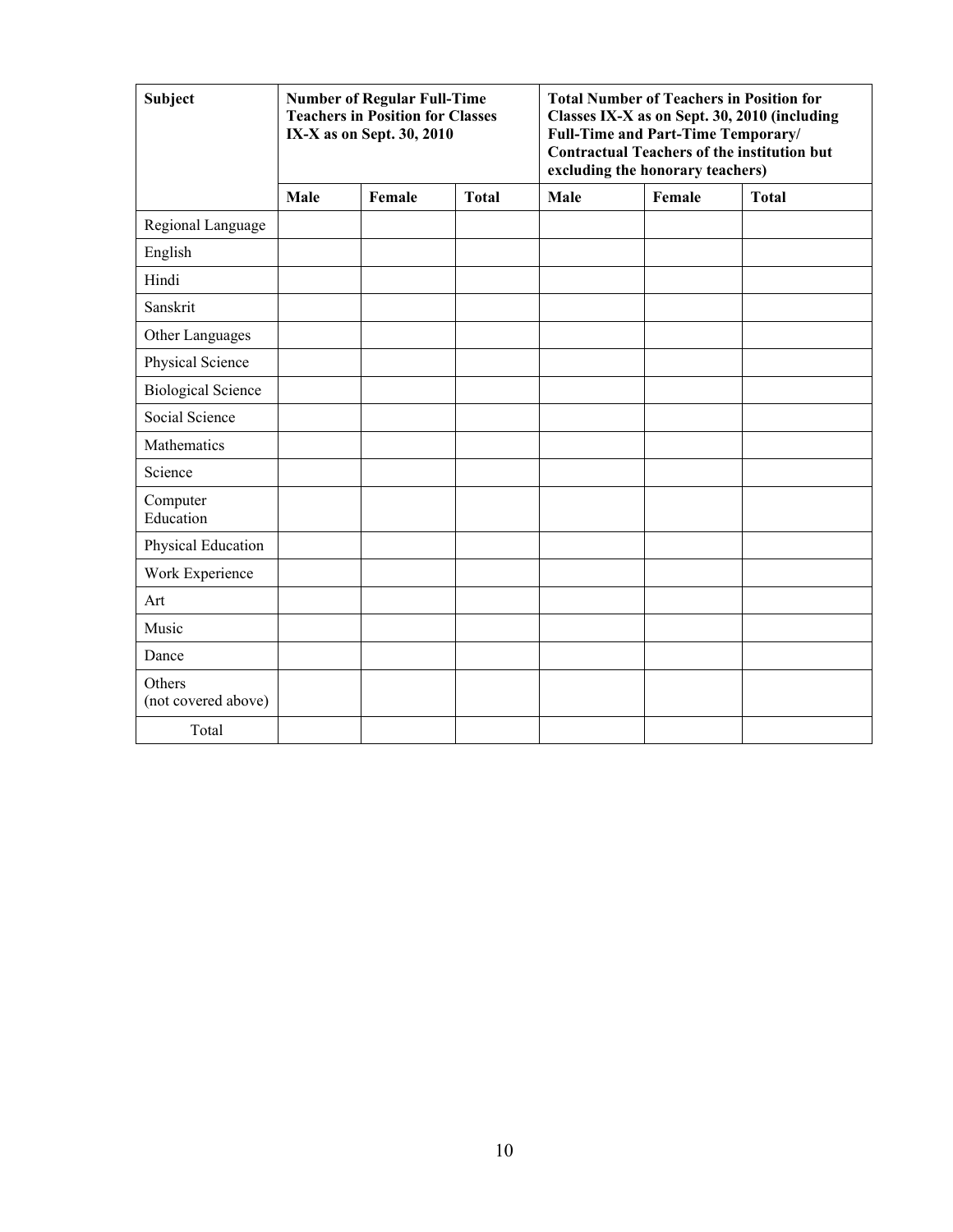| Subject | Number of Regular Full-Time Teachers in Position for Classes IX-X as on Sept. 30, 2010 | | | Total Number of Teachers in Position for Classes IX-X as on Sept. 30, 2010 (including Full-Time and Part-Time Temporary/ Contractual Teachers of the institution but excluding the honorary teachers) | | |
|---|---|---|---|---|---|---|
| | Male | Female | Total | Male | Female | Total |
| Regional Language | | | | | | |
| English | | | | | | |
| Hindi | | | | | | |
| Sanskrit | | | | | | |
| Other Languages | | | | | | |
| Physical Science | | | | | | |
| Biological Science | | | | | | |
| Social Science | | | | | | |
| Mathematics | | | | | | |
| Science | | | | | | |
| Computer Education | | | | | | |
| Physical Education | | | | | | |
| Work Experience | | | | | | |
| Art | | | | | | |
| Music | | | | | | |
| Dance | | | | | | |
| Others (not covered above) | | | | | | |
| Total | | | | | | |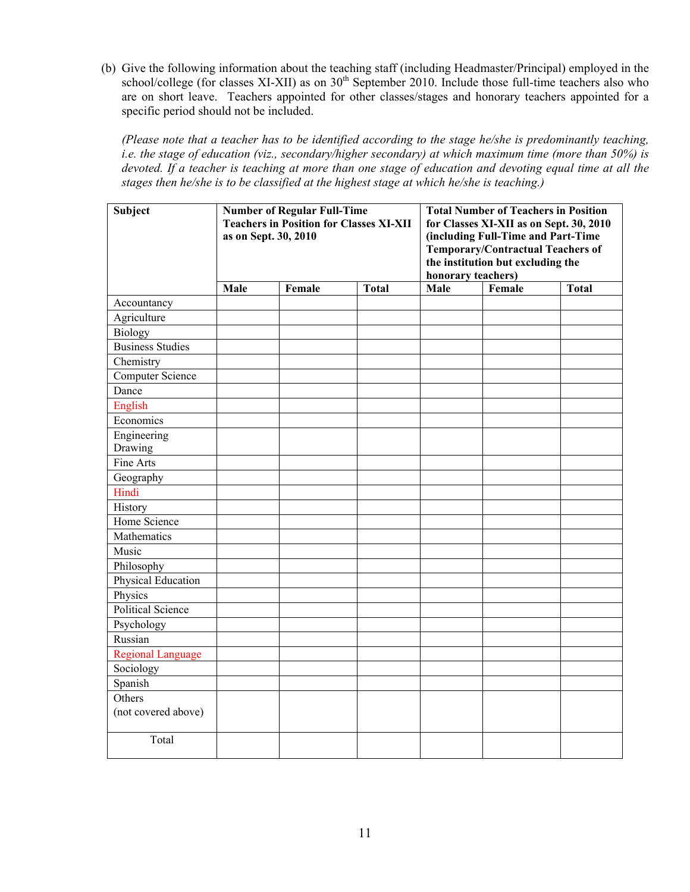(b) Give the following information about the teaching staff (including Headmaster/Principal) employed in the school/college (for classes XI-XII) as on 30th September 2010. Include those full-time teachers also who are on short leave. Teachers appointed for other classes/stages and honorary teachers appointed for a specific period should not be included.

*(Please note that a teacher has to be identified according to the stage he/she is predominantly teaching, i.e. the stage of education (viz., secondary/higher secondary) at which maximum time (more than 50%) is devoted. If a teacher is teaching at more than one stage of education and devoting equal time at all the stages then he/she is to be classified at the highest stage at which he/she is teaching.)*

| Subject | Number of Regular Full-Time Teachers in Position for Classes XI-XII as on Sept. 30, 2010 | | | Total Number of Teachers in Position for Classes XI-XII as on Sept. 30, 2010 (including Full-Time and Part-Time Temporary/Contractual Teachers of the institution but excluding the honorary teachers) | | |
|---|---|---|---|---|---|---|
| | Male | Female | Total | Male | Female | Total |
| Accountancy | | | | | | |
| Agriculture | | | | | | |
| Biology | | | | | | |
| Business Studies | | | | | | |
| Chemistry | | | | | | |
| Computer Science | | | | | | |
| Dance | | | | | | |
| English | | | | | | |
| Economics | | | | | | |
| Engineering Drawing | | | | | | |
| Fine Arts | | | | | | |
| Geography | | | | | | |
| Hindi | | | | | | |
| History | | | | | | |
| Home Science | | | | | | |
| Mathematics | | | | | | |
| Music | | | | | | |
| Philosophy | | | | | | |
| Physical Education | | | | | | |
| Physics | | | | | | |
| Political Science | | | | | | |
| Psychology | | | | | | |
| Russian | | | | | | |
| Regional Language | | | | | | |
| Sociology | | | | | | |
| Spanish | | | | | | |
| Others (not covered above) | | | | | | |
| Total | | | | | | |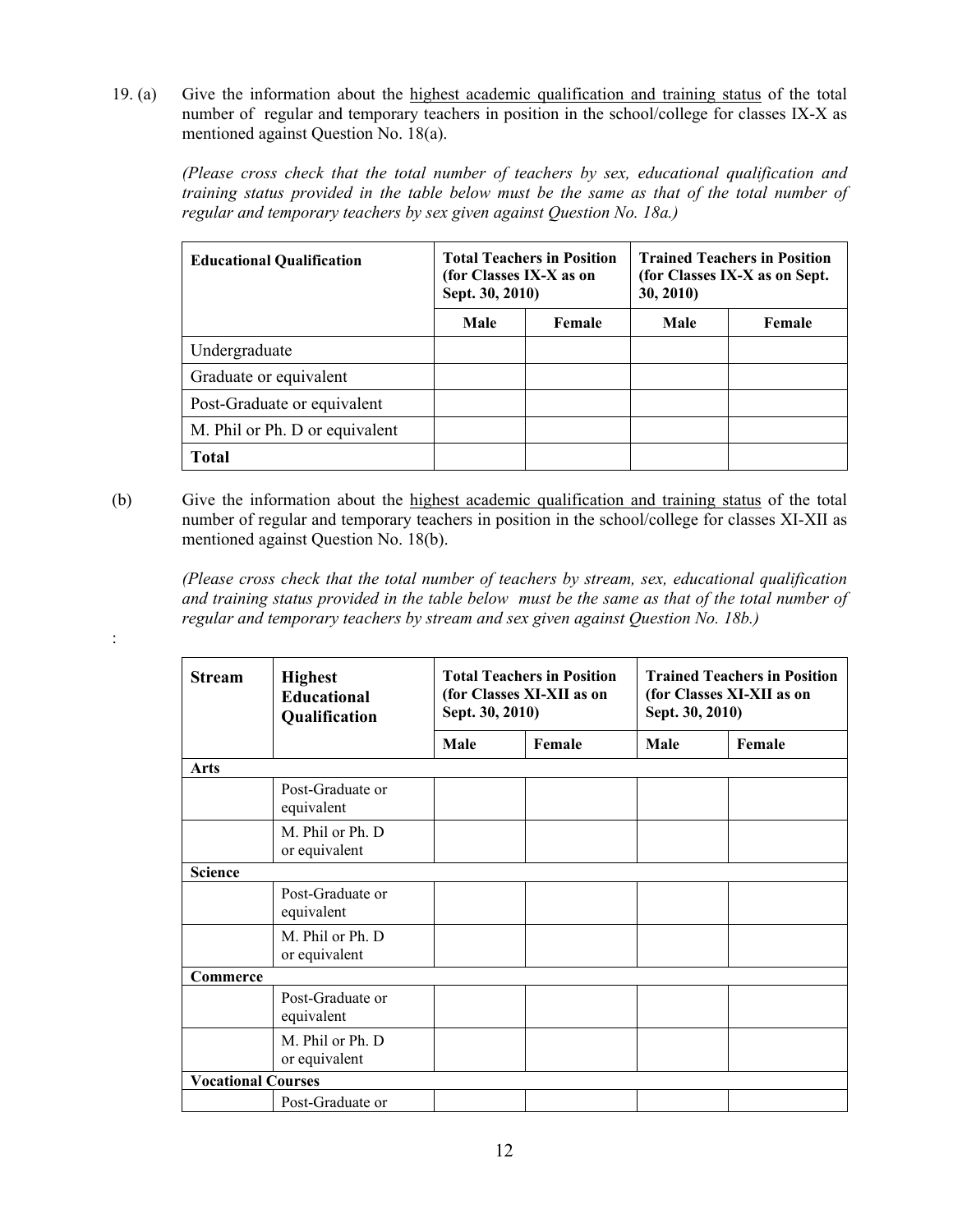19. (a) Give the information about the highest academic qualification and training status of the total number of regular and temporary teachers in position in the school/college for classes IX-X as mentioned against Question No. 18(a).

*(Please cross check that the total number of teachers by sex, educational qualification and training status provided in the table below must be the same as that of the total number of regular and temporary teachers by sex given against Question No. 18a.)*

| **Educational Qualification** | **Total Teachers in Position (for Classes IX-X as on Sept. 30, 2010)** | | **Trained Teachers in Position (for Classes IX-X as on Sept. 30, 2010)** | |
|---|---|---|---|---|
| | **Male** | **Female** | **Male** | **Female** |
| Undergraduate | | | | |
| Graduate or equivalent | | | | |
| Post-Graduate or equivalent | | | | |
| M. Phil or Ph. D or equivalent | | | | |
| **Total** | | | | |

(b) Give the information about the highest academic qualification and training status of the total number of regular and temporary teachers in position in the school/college for classes XI-XII as mentioned against Question No. 18(b).

*(Please cross check that the total number of teachers by stream, sex, educational qualification and training status provided in the table below must be the same as that of the total number of regular and temporary teachers by stream and sex given against Question No. 18b.)*

:

| **Stream** | **Highest Educational Qualification** | **Total Teachers in Position (for Classes XI-XII as on Sept. 30, 2010)** | | **Trained Teachers in Position (for Classes XI-XII as on Sept. 30, 2010)** | |
|---|---|---|---|---|---|
| | | **Male** | **Female** | **Male** | **Female** |
| **Arts** | | | | | |
| | Post-Graduate or equivalent | | | | |
| | M. Phil or Ph. D or equivalent | | | | |
| **Science** | | | | | |
| | Post-Graduate or equivalent | | | | |
| | M. Phil or Ph. D or equivalent | | | | |
| **Commerce** | | | | | |
| | Post-Graduate or equivalent | | | | |
| | M. Phil or Ph. D or equivalent | | | | |
| **Vocational Courses** | | | | | |
| | Post-Graduate or | | | | |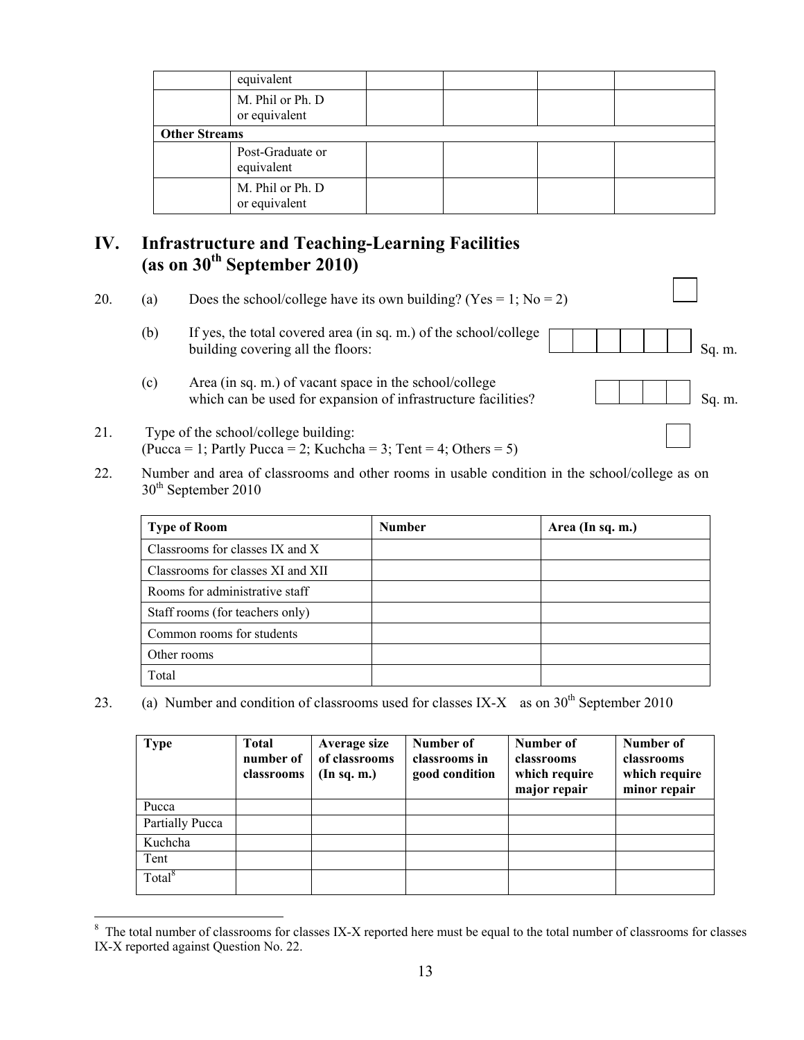| | equivalent | | | | |
|---|---|---|---|---|---|
| | M. Phil or Ph. D or equivalent | | | | |
| **Other Streams** | | | | | |
| | Post-Graduate or equivalent | | | | |
| | M. Phil or Ph. D or equivalent | | | | |

## IV. Infrastructure and Teaching-Learning Facilities (as on 30th September 2010)

20. (a) Does the school/college have its own building? (Yes = 1; No = 2) ☐

    (b) If yes, the total covered area (in sq. m.) of the school/college building covering all the floors: ☐☐☐☐☐☐ Sq. m.

    (c) Area (in sq. m.) of vacant space in the school/college which can be used for expansion of infrastructure facilities? ☐☐☐☐ Sq. m.

21. Type of the school/college building: (Pucca = 1; Partly Pucca = 2; Kuchcha = 3; Tent = 4; Others = 5) ☐

22. Number and area of classrooms and other rooms in usable condition in the school/college as on 30th September 2010

| Type of Room | Number | Area (In sq. m.) |
|---|---|---|
| Classrooms for classes IX and X | | |
| Classrooms for classes XI and XII | | |
| Rooms for administrative staff | | |
| Staff rooms (for teachers only) | | |
| Common rooms for students | | |
| Other rooms | | |
| Total | | |

23. (a) Number and condition of classrooms used for classes IX-X as on 30th September 2010

| Type | Total number of classrooms | Average size of classrooms (In sq. m.) | Number of classrooms in good condition | Number of classrooms which require major repair | Number of classrooms which require minor repair |
|---|---|---|---|---|---|
| Pucca | | | | | |
| Partially Pucca | | | | | |
| Kuchcha | | | | | |
| Tent | | | | | |
| Total[8] | | | | | |

[8] The total number of classrooms for classes IX-X reported here must be equal to the total number of classrooms for classes IX-X reported against Question No. 22.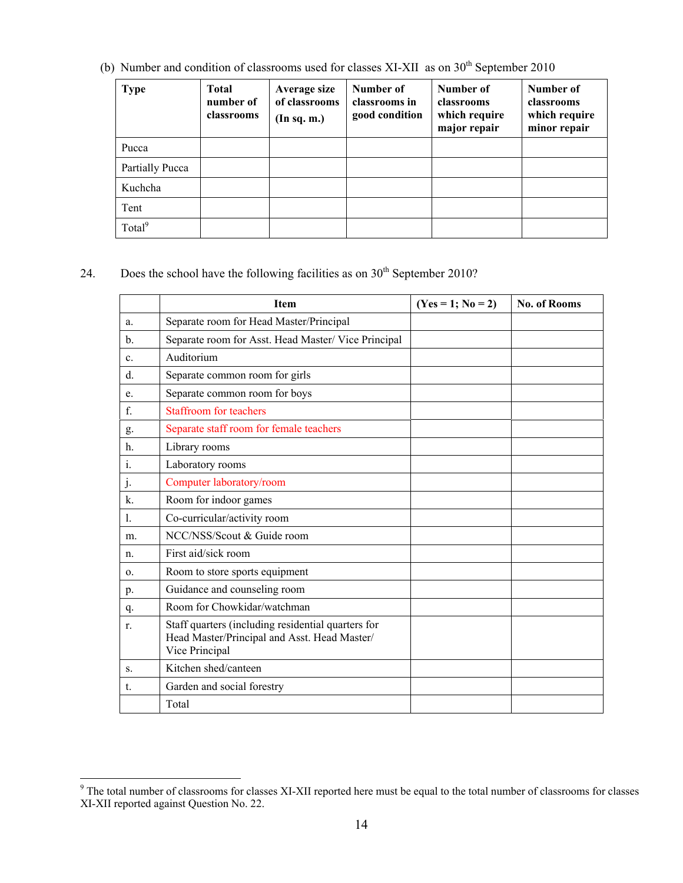(b) Number and condition of classrooms used for classes XI-XII as on 30th September 2010

| Type | Total number of classrooms | Average size of classrooms (In sq. m.) | Number of classrooms in good condition | Number of classrooms which require major repair | Number of classrooms which require minor repair |
|---|---|---|---|---|---|
| Pucca | | | | | |
| Partially Pucca | | | | | |
| Kuchcha | | | | | |
| Tent | | | | | |
| Total[9] | | | | | |

24. Does the school have the following facilities as on 30th September 2010?

| | Item | (Yes = 1; No = 2) | No. of Rooms |
|---|---|---|---|
| a. | Separate room for Head Master/Principal | | |
| b. | Separate room for Asst. Head Master/ Vice Principal | | |
| c. | Auditorium | | |
| d. | Separate common room for girls | | |
| e. | Separate common room for boys | | |
| f. | Staffroom for teachers | | |
| g. | Separate staff room for female teachers | | |
| h. | Library rooms | | |
| i. | Laboratory rooms | | |
| j. | Computer laboratory/room | | |
| k. | Room for indoor games | | |
| l. | Co-curricular/activity room | | |
| m. | NCC/NSS/Scout & Guide room | | |
| n. | First aid/sick room | | |
| o. | Room to store sports equipment | | |
| p. | Guidance and counseling room | | |
| q. | Room for Chowkidar/watchman | | |
| r. | Staff quarters (including residential quarters for Head Master/Principal and Asst. Head Master/ Vice Principal | | |
| s. | Kitchen shed/canteen | | |
| t. | Garden and social forestry | | |
| | Total | | |

[9] The total number of classrooms for classes XI-XII reported here must be equal to the total number of classrooms for classes XI-XII reported against Question No. 22.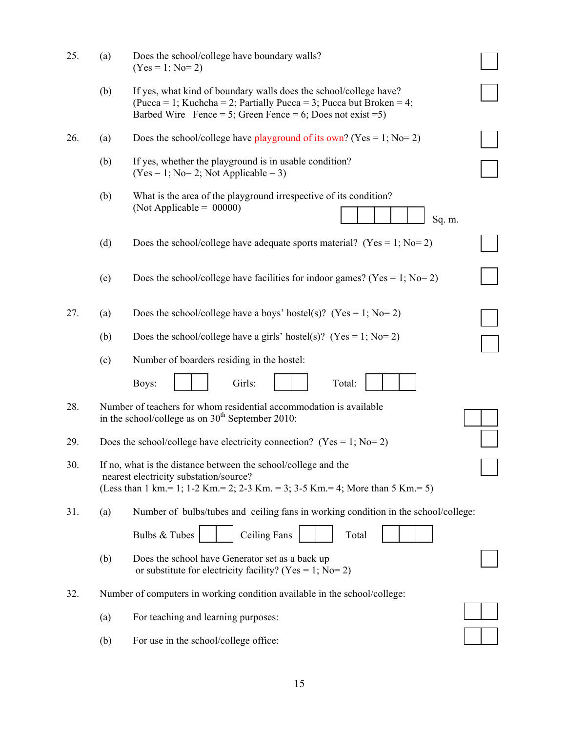25. (a) Does the school/college have boundary walls? (Yes = 1; No= 2) ☐

(b) If yes, what kind of boundary walls does the school/college have? (Pucca = 1; Kuchcha = 2; Partially Pucca = 3; Pucca but Broken = 4; Barbed Wire Fence = 5; Green Fence = 6; Does not exist =5) ☐

26. (a) Does the school/college have playground of its own? (Yes = 1; No= 2) ☐

(b) If yes, whether the playground is in usable condition? (Yes = 1; No= 2; Not Applicable = 3) ☐

(b) What is the area of the playground irrespective of its condition? (Not Applicable = 00000) ☐☐☐☐☐ Sq. m.

(d) Does the school/college have adequate sports material? (Yes = 1; No= 2) ☐

(e) Does the school/college have facilities for indoor games? (Yes = 1; No= 2) ☐

27. (a) Does the school/college have a boys' hostel(s)? (Yes = 1; No= 2) ☐

(b) Does the school/college have a girls' hostel(s)? (Yes = 1; No= 2) ☐

(c) Number of boarders residing in the hostel:

Boys: ☐☐ Girls: ☐☐ Total: ☐☐☐

28. Number of teachers for whom residential accommodation is available in the school/college as on 30th September 2010: ☐☐

29. Does the school/college have electricity connection? (Yes = 1; No= 2) ☐

30. If no, what is the distance between the school/college and the nearest electricity substation/source? (Less than 1 km.= 1; 1-2 Km.= 2; 2-3 Km. = 3; 3-5 Km.= 4; More than 5 Km.= 5) ☐

31. (a) Number of bulbs/tubes and ceiling fans in working condition in the school/college:

Bulbs & Tubes ☐☐ Ceiling Fans ☐☐ Total ☐☐☐

(b) Does the school have Generator set as a back up or substitute for electricity facility? (Yes = 1; No= 2) ☐

32. Number of computers in working condition available in the school/college:

(a) For teaching and learning purposes: ☐☐

(b) For use in the school/college office: ☐☐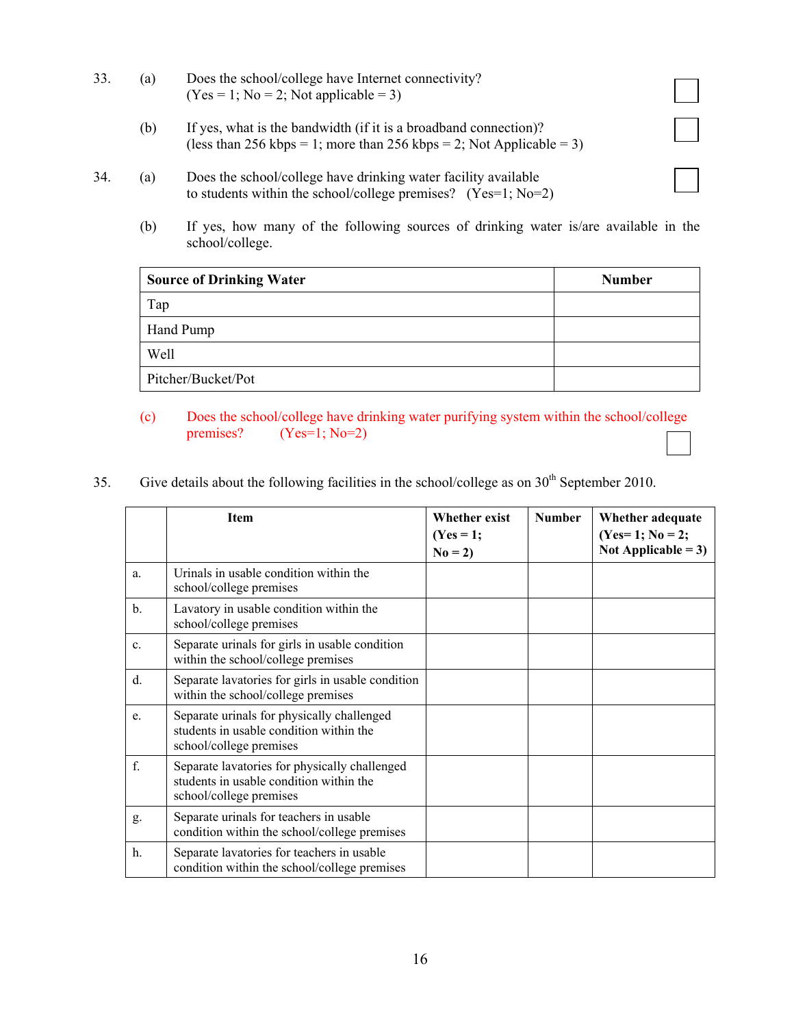33. (a) Does the school/college have Internet connectivity?
(Yes = 1; No = 2; Not applicable = 3) ☐

(b) If yes, what is the bandwidth (if it is a broadband connection)?
(less than 256 kbps = 1; more than 256 kbps = 2; Not Applicable = 3) ☐

34. (a) Does the school/college have drinking water facility available to students within the school/college premises? (Yes=1; No=2) ☐

(b) If yes, how many of the following sources of drinking water is/are available in the school/college.

| **Source of Drinking Water** | **Number** |
|---|---|
| Tap | |
| Hand Pump | |
| Well | |
| Pitcher/Bucket/Pot | |

(c) Does the school/college have drinking water purifying system within the school/college premises? (Yes=1; No=2) ☐

35. Give details about the following facilities in the school/college as on 30th September 2010.

| | **Item** | **Whether exist (Yes = 1; No = 2)** | **Number** | **Whether adequate (Yes= 1; No = 2; Not Applicable = 3)** |
|---|---|---|---|---|
| a. | Urinals in usable condition within the school/college premises | | | |
| b. | Lavatory in usable condition within the school/college premises | | | |
| c. | Separate urinals for girls in usable condition within the school/college premises | | | |
| d. | Separate lavatories for girls in usable condition within the school/college premises | | | |
| e. | Separate urinals for physically challenged students in usable condition within the school/college premises | | | |
| f. | Separate lavatories for physically challenged students in usable condition within the school/college premises | | | |
| g. | Separate urinals for teachers in usable condition within the school/college premises | | | |
| h. | Separate lavatories for teachers in usable condition within the school/college premises | | | |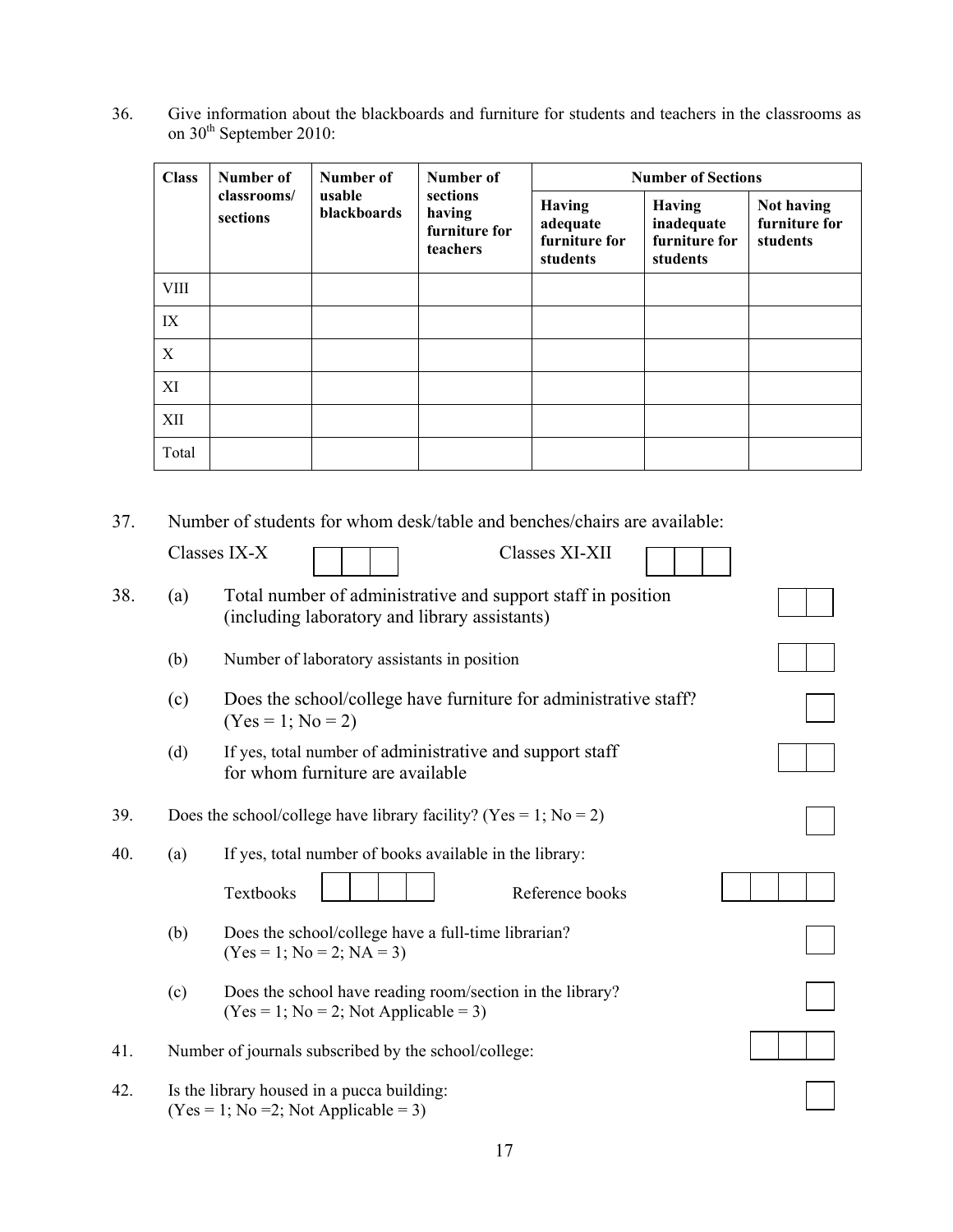36. Give information about the blackboards and furniture for students and teachers in the classrooms as on 30th September 2010:

| Class | Number of classrooms/ sections | Number of usable blackboards | Number of sections having furniture for teachers | Number of Sections | | |
|---|---|---|---|---|---|---|
| | | | | Having adequate furniture for students | Having inadequate furniture for students | Not having furniture for students |
| VIII | | | | | | |
| IX | | | | | | |
| X | | | | | | |
| XI | | | | | | |
| XII | | | | | | |
| Total | | | | | | |

37. Number of students for whom desk/table and benches/chairs are available:

Classes IX-X [ | | ] Classes XI-XII [ | | ]

38. (a) Total number of administrative and support staff in position (including laboratory and library assistants) [ | ]

(b) Number of laboratory assistants in position [ | ]

(c) Does the school/college have furniture for administrative staff? (Yes = 1; No = 2) [ ]

(d) If yes, total number of administrative and support staff for whom furniture are available [ | ]

39. Does the school/college have library facility? (Yes = 1; No = 2) [ ]

40. (a) If yes, total number of books available in the library:

Textbooks [ | | | ] Reference books [ | | | ]

(b) Does the school/college have a full-time librarian? (Yes = 1; No = 2; NA = 3) [ ]

(c) Does the school have reading room/section in the library? (Yes = 1; No = 2; Not Applicable = 3) [ ]

41. Number of journals subscribed by the school/college: [ | | ]

42. Is the library housed in a pucca building: (Yes = 1; No =2; Not Applicable = 3) [ ]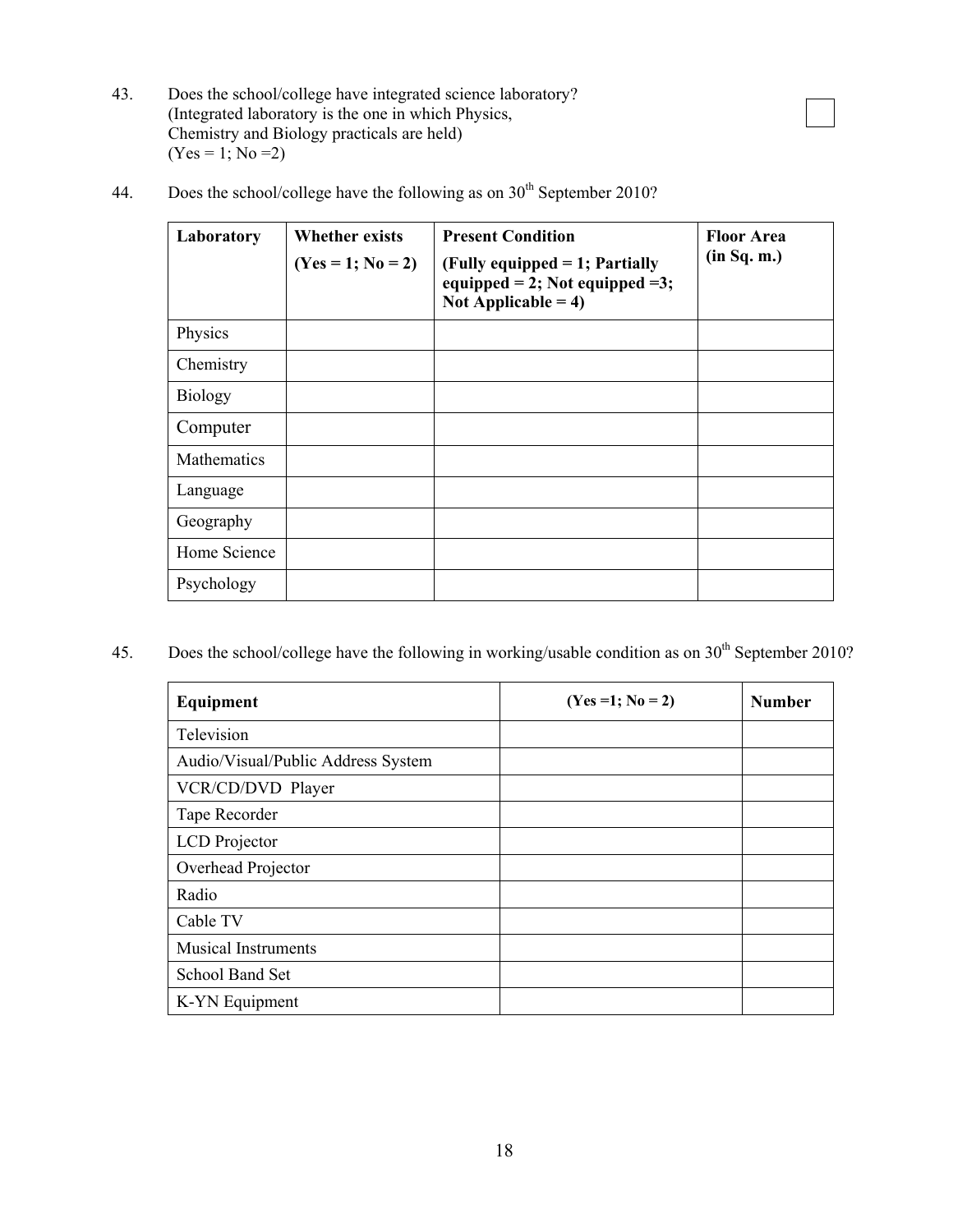43. Does the school/college have integrated science laboratory? (Integrated laboratory is the one in which Physics, Chemistry and Biology practicals are held) (Yes = 1; No =2)

44. Does the school/college have the following as on 30th September 2010?

| Laboratory | Whether exists (Yes = 1; No = 2) | Present Condition (Fully equipped = 1; Partially equipped = 2; Not equipped =3; Not Applicable = 4) | Floor Area (in Sq. m.) |
|---|---|---|---|
| Physics | | | |
| Chemistry | | | |
| Biology | | | |
| Computer | | | |
| Mathematics | | | |
| Language | | | |
| Geography | | | |
| Home Science | | | |
| Psychology | | | |

45. Does the school/college have the following in working/usable condition as on 30th September 2010?

| Equipment | (Yes =1; No = 2) | Number |
|---|---|---|
| Television | | |
| Audio/Visual/Public Address System | | |
| VCR/CD/DVD Player | | |
| Tape Recorder | | |
| LCD Projector | | |
| Overhead Projector | | |
| Radio | | |
| Cable TV | | |
| Musical Instruments | | |
| School Band Set | | |
| K-YN Equipment | | |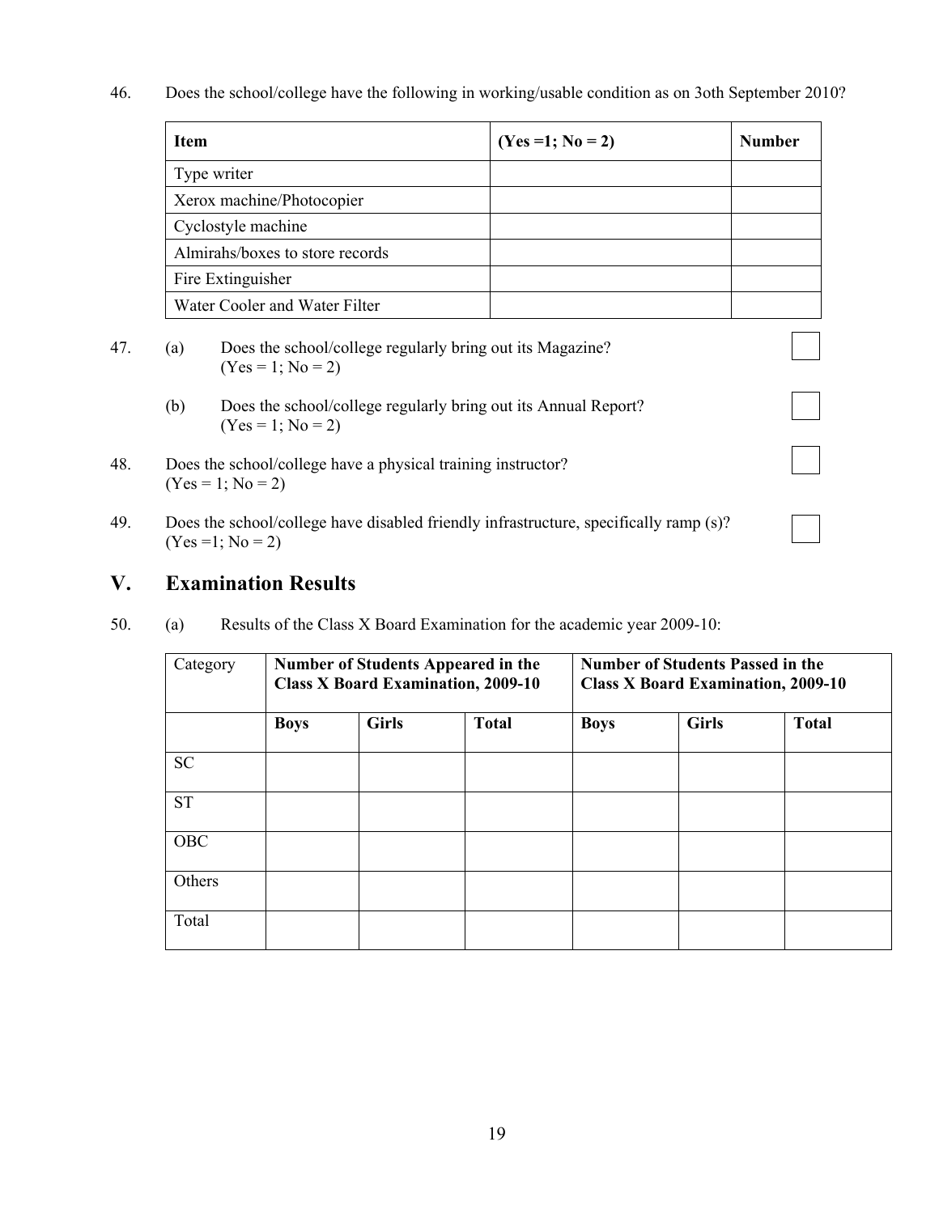46. Does the school/college have the following in working/usable condition as on 3oth September 2010?

| **Item** | **(Yes =1; No = 2)** | **Number** |
|---|---|---|
| Type writer | | |
| Xerox machine/Photocopier | | |
| Cyclostyle machine | | |
| Almirahs/boxes to store records | | |
| Fire Extinguisher | | |
| Water Cooler and Water Filter | | |

47. (a) Does the school/college regularly bring out its Magazine? (Yes = 1; No = 2) ☐

    (b) Does the school/college regularly bring out its Annual Report? (Yes = 1; No = 2) ☐

48. Does the school/college have a physical training instructor? (Yes = 1; No = 2) ☐

49. Does the school/college have disabled friendly infrastructure, specifically ramp (s)? (Yes =1; No = 2) ☐

## V. Examination Results

50. (a) Results of the Class X Board Examination for the academic year 2009-10:

| Category | **Number of Students Appeared in the Class X Board Examination, 2009-10** | | | **Number of Students Passed in the Class X Board Examination, 2009-10** | | |
|---|---|---|---|---|---|---|
| | **Boys** | **Girls** | **Total** | **Boys** | **Girls** | **Total** |
| SC | | | | | | |
| ST | | | | | | |
| OBC | | | | | | |
| Others | | | | | | |
| Total | | | | | | |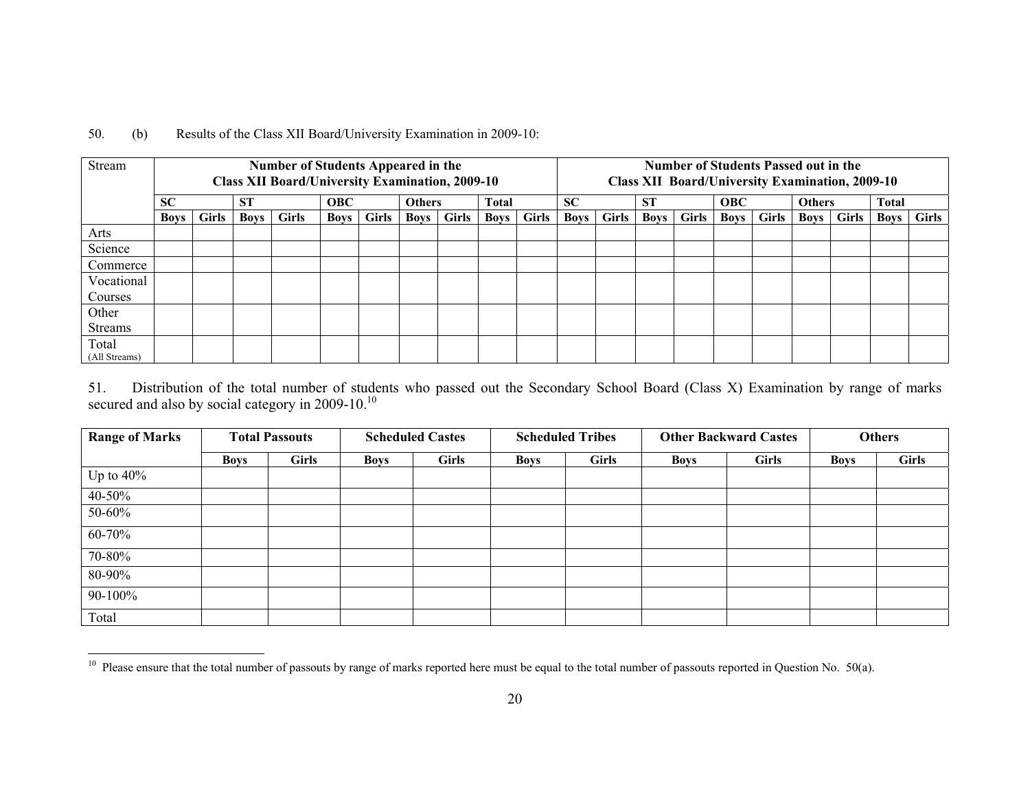50. (b) Results of the Class XII Board/University Examination in 2009-10:

| Stream | Number of Students Appeared in the Class XII Board/University Examination, 2009-10 | | | | | | | | | | Number of Students Passed out in the Class XII Board/University Examination, 2009-10 | | | | | | | | | |
|---|---|---|---|---|---|---|---|---|---|---|---|---|---|---|---|---|---|---|---|---|
| | SC | | ST | | OBC | | Others | | Total | | SC | | ST | | OBC | | Others | | Total | |
| | Boys | Girls | Boys | Girls | Boys | Girls | Boys | Girls | Boys | Girls | Boys | Girls | Boys | Girls | Boys | Girls | Boys | Girls | Boys | Girls |
| Arts | | | | | | | | | | | | | | | | | | | | |
| Science | | | | | | | | | | | | | | | | | | | | |
| Commerce | | | | | | | | | | | | | | | | | | | | |
| Vocational Courses | | | | | | | | | | | | | | | | | | | | |
| Other Streams | | | | | | | | | | | | | | | | | | | | |
| Total (All Streams) | | | | | | | | | | | | | | | | | | | | |

51. Distribution of the total number of students who passed out the Secondary School Board (Class X) Examination by range of marks secured and also by social category in 2009-10.[10]

| Range of Marks | Total Passouts | | Scheduled Castes | | Scheduled Tribes | | Other Backward Castes | | Others | |
|---|---|---|---|---|---|---|---|---|---|---|
| | Boys | Girls | Boys | Girls | Boys | Girls | Boys | Girls | Boys | Girls |
| Up to 40% | | | | | | | | | | |
| 40-50% | | | | | | | | | | |
| 50-60% | | | | | | | | | | |
| 60-70% | | | | | | | | | | |
| 70-80% | | | | | | | | | | |
| 80-90% | | | | | | | | | | |
| 90-100% | | | | | | | | | | |
| Total | | | | | | | | | | |

[10] Please ensure that the total number of passouts by range of marks reported here must be equal to the total number of passouts reported in Question No. 50(a).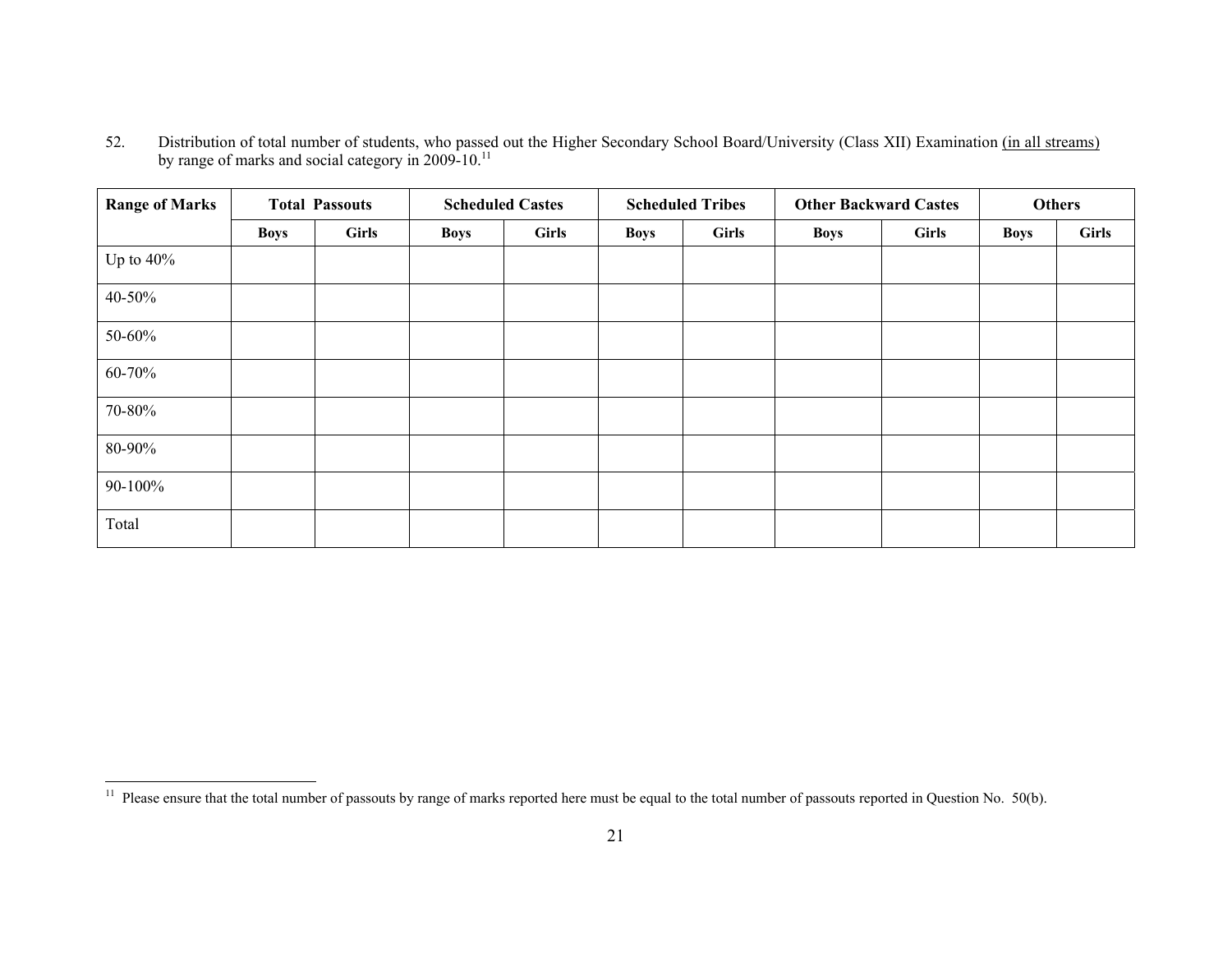52. Distribution of total number of students, who passed out the Higher Secondary School Board/University (Class XII) Examination (in all streams) by range of marks and social category in 2009-10.[11]

| Range of Marks | Total Passouts | | Scheduled Castes | | Scheduled Tribes | | Other Backward Castes | | Others | |
|---|---|---|---|---|---|---|---|---|---|---|
| | Boys | Girls | Boys | Girls | Boys | Girls | Boys | Girls | Boys | Girls |
| Up to 40% | | | | | | | | | | |
| 40-50% | | | | | | | | | | |
| 50-60% | | | | | | | | | | |
| 60-70% | | | | | | | | | | |
| 70-80% | | | | | | | | | | |
| 80-90% | | | | | | | | | | |
| 90-100% | | | | | | | | | | |
| Total | | | | | | | | | | |

[11] Please ensure that the total number of passouts by range of marks reported here must be equal to the total number of passouts reported in Question No. 50(b).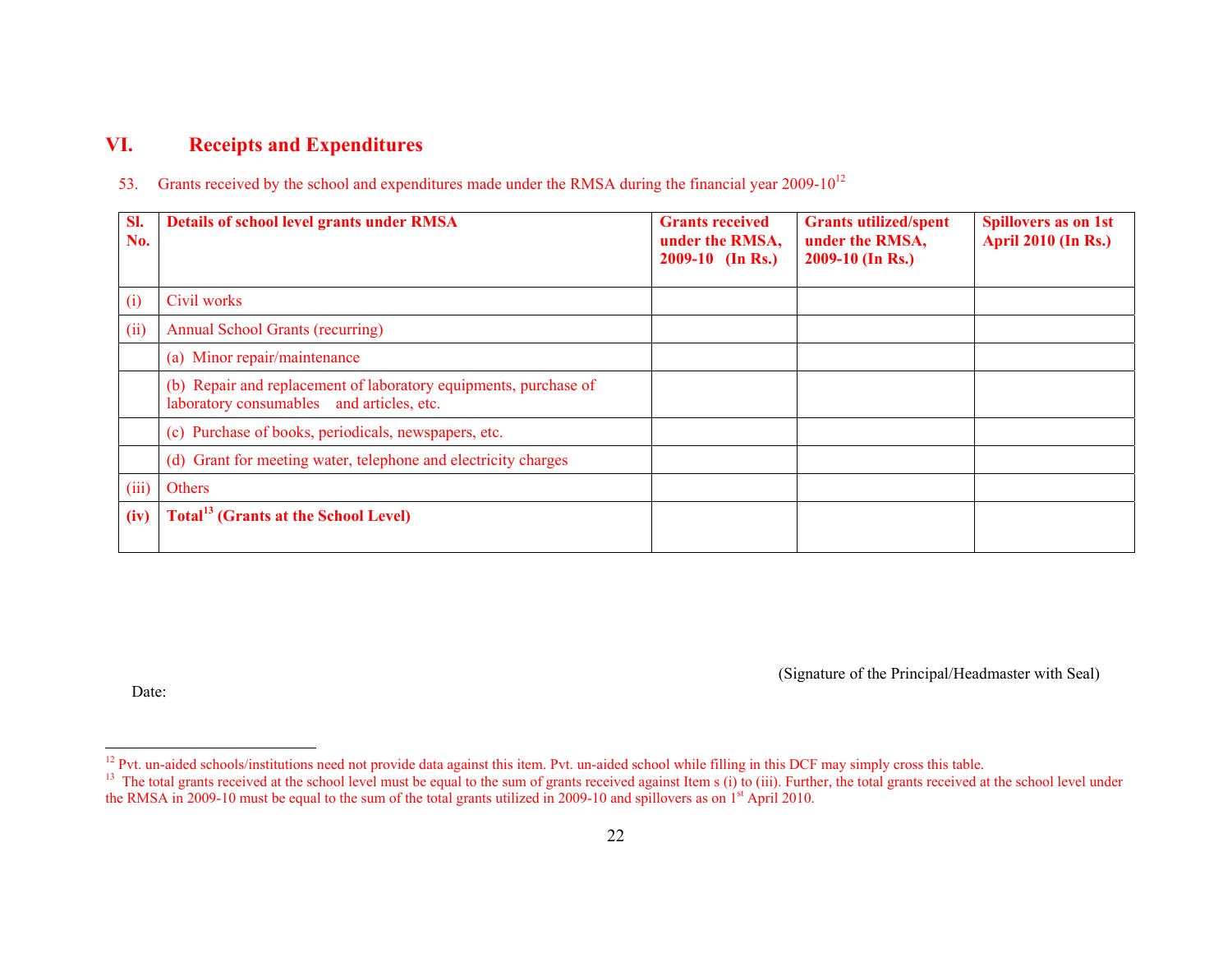## VI. Receipts and Expenditures

53. Grants received by the school and expenditures made under the RMSA during the financial year 2009-10[12]

| Sl. No. | Details of school level grants under RMSA | Grants received under the RMSA, 2009-10 (In Rs.) | Grants utilized/spent under the RMSA, 2009-10 (In Rs.) | Spillovers as on 1st April 2010 (In Rs.) |
|---|---|---|---|---|
| (i) | Civil works | | | |
| (ii) | Annual School Grants (recurring) | | | |
| | (a) Minor repair/maintenance | | | |
| | (b) Repair and replacement of laboratory equipments, purchase of laboratory consumables and articles, etc. | | | |
| | (c) Purchase of books, periodicals, newspapers, etc. | | | |
| | (d) Grant for meeting water, telephone and electricity charges | | | |
| (iii) | Others | | | |
| **(iv)** | **Total[13] (Grants at the School Level)** | | | |

(Signature of the Principal/Headmaster with Seal)

Date:

[12] Pvt. un-aided schools/institutions need not provide data against this item. Pvt. un-aided school while filling in this DCF may simply cross this table.

[13] The total grants received at the school level must be equal to the sum of grants received against Item s (i) to (iii). Further, the total grants received at the school level under the RMSA in 2009-10 must be equal to the sum of the total grants utilized in 2009-10 and spillovers as on 1st April 2010.